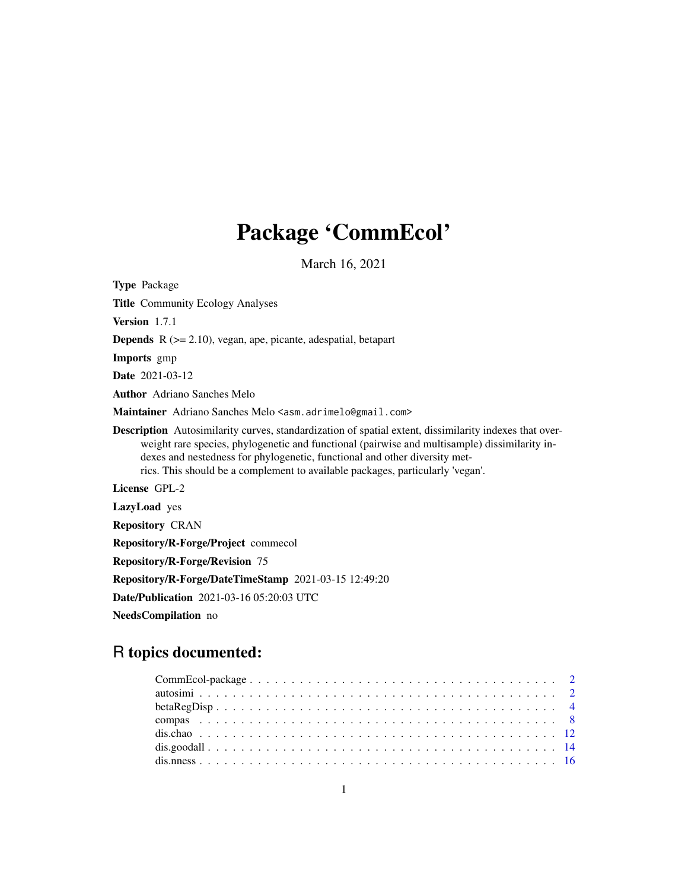# Package 'CommEcol'

March 16, 2021

**Type** Package

**Title** Community Ecology Analyses

**Version** 1.7.1

**Depends** R (>= 2.10), vegan, ape, picante, adespatial, betapart

**Imports** gmp

**Date** 2021-03-12

**Author** Adriano Sanches Melo

**Maintainer** Adriano Sanches Melo <asm.adrimelo@gmail.com>

**Description** Autosimilarity curves, standardization of spatial extent, dissimilarity indexes that overweight rare species, phylogenetic and functional (pairwise and multisample) dissimilarity indexes and nestedness for phylogenetic, functional and other diversity metrics. This should be a complement to available packages, particularly 'vegan'.

**License** GPL-2

**LazyLoad** yes

**Repository** CRAN

**Repository/R-Forge/Project** commecol

**Repository/R-Forge/Revision** 75

**Repository/R-Forge/DateTimeStamp** 2021-03-15 12:49:20

**Date/Publication** 2021-03-16 05:20:03 UTC

**NeedsCompilation** no

## R topics documented:

- CommEcol-package . . . . . . . . . . . . . . . . . . . . . . . . . . . . . . . . . . . . 2
- autosimi . . . . . . . . . . . . . . . . . . . . . . . . . . . . . . . . . . . . . . . . . . 2
- betaRegDisp . . . . . . . . . . . . . . . . . . . . . . . . . . . . . . . . . . . . . . . 4
- compas . . . . . . . . . . . . . . . . . . . . . . . . . . . . . . . . . . . . . . . . . . 8
- dis.chao . . . . . . . . . . . . . . . . . . . . . . . . . . . . . . . . . . . . . . . . . 12
- dis.goodall . . . . . . . . . . . . . . . . . . . . . . . . . . . . . . . . . . . . . . . 14
- dis.nness . . . . . . . . . . . . . . . . . . . . . . . . . . . . . . . . . . . . . . . . 16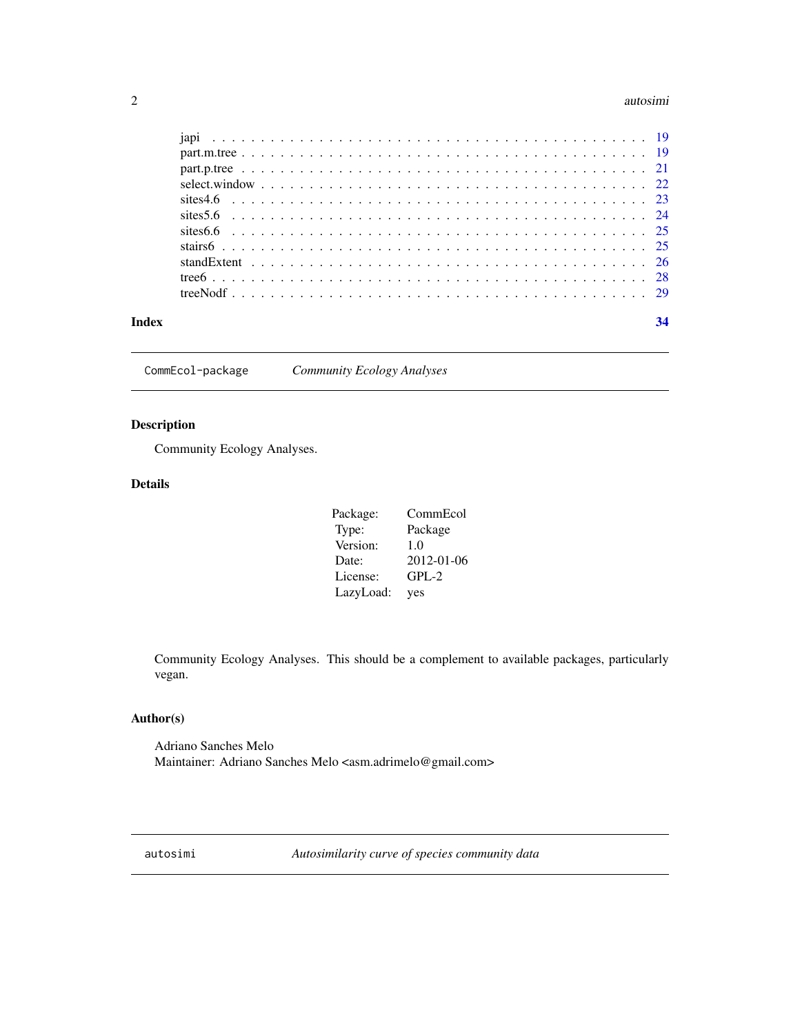japi . . . . . . . . . . . . . . . . . . . . . . . . . . . . . . . . . . . . . . . . . 19
part.m.tree . . . . . . . . . . . . . . . . . . . . . . . . . . . . . . . . . . . . . . 19
part.p.tree . . . . . . . . . . . . . . . . . . . . . . . . . . . . . . . . . . . . . . 21
select.window . . . . . . . . . . . . . . . . . . . . . . . . . . . . . . . . . . . . 22
sites4.6 . . . . . . . . . . . . . . . . . . . . . . . . . . . . . . . . . . . . . . . 23
sites5.6 . . . . . . . . . . . . . . . . . . . . . . . . . . . . . . . . . . . . . . . 24
sites6.6 . . . . . . . . . . . . . . . . . . . . . . . . . . . . . . . . . . . . . . . 25
stairs6 . . . . . . . . . . . . . . . . . . . . . . . . . . . . . . . . . . . . . . . . 25
standExtent . . . . . . . . . . . . . . . . . . . . . . . . . . . . . . . . . . . . . 26
tree6 . . . . . . . . . . . . . . . . . . . . . . . . . . . . . . . . . . . . . . . . . 28
treeNodf . . . . . . . . . . . . . . . . . . . . . . . . . . . . . . . . . . . . . . . 29

**Index** **34**

---

`CommEcol-package` *Community Ecology Analyses*

---

### Description

Community Ecology Analyses.

### Details

| | |
|---|---|
| Package: | CommEcol |
| Type: | Package |
| Version: | 1.0 |
| Date: | 2012-01-06 |
| License: | GPL-2 |
| LazyLoad: | yes |

Community Ecology Analyses. This should be a complement to available packages, particularly vegan.

### Author(s)

Adriano Sanches Melo
Maintainer: Adriano Sanches Melo <asm.adrimelo@gmail.com>

---

`autosimi` *Autosimilarity curve of species community data*

---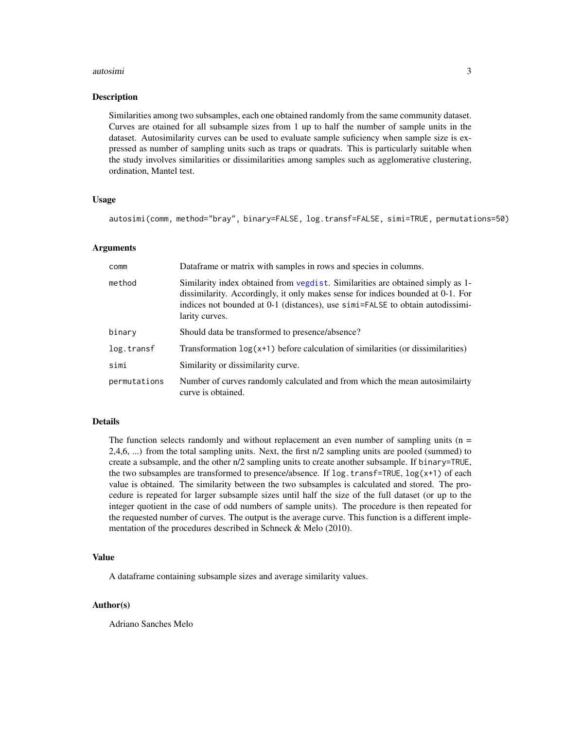## Description

Similarities among two subsamples, each one obtained randomly from the same community dataset. Curves are otained for all subsample sizes from 1 up to half the number of sample units in the dataset. Autosimilarity curves can be used to evaluate sample suficiency when sample size is expressed as number of sampling units such as traps or quadrats. This is particularly suitable when the study involves similarities or dissimilarities among samples such as agglomerative clustering, ordination, Mantel test.

## Usage

```
autosimi(comm, method="bray", binary=FALSE, log.transf=FALSE, simi=TRUE, permutations=50)
```

## Arguments

| | |
|---|---|
| comm | Dataframe or matrix with samples in rows and species in columns. |
| method | Similarity index obtained from vegdist. Similarities are obtained simply as 1-dissimilarity. Accordingly, it only makes sense for indices bounded at 0-1. For indices not bounded at 0-1 (distances), use simi=FALSE to obtain autodissimilarity curves. |
| binary | Should data be transformed to presence/absence? |
| log.transf | Transformation log(x+1) before calculation of similarities (or dissimilarities) |
| simi | Similarity or dissimilarity curve. |
| permutations | Number of curves randomly calculated and from which the mean autosimilairty curve is obtained. |

## Details

The function selects randomly and without replacement an even number of sampling units (n = 2,4,6, ...) from the total sampling units. Next, the first n/2 sampling units are pooled (summed) to create a subsample, and the other n/2 sampling units to create another subsample. If binary=TRUE, the two subsamples are transformed to presence/absence. If log.transf=TRUE, log(x+1) of each value is obtained. The similarity between the two subsamples is calculated and stored. The procedure is repeated for larger subsample sizes until half the size of the full dataset (or up to the integer quotient in the case of odd numbers of sample units). The procedure is then repeated for the requested number of curves. The output is the average curve. This function is a different implementation of the procedures described in Schneck & Melo (2010).

## Value

A dataframe containing subsample sizes and average similarity values.

## Author(s)

Adriano Sanches Melo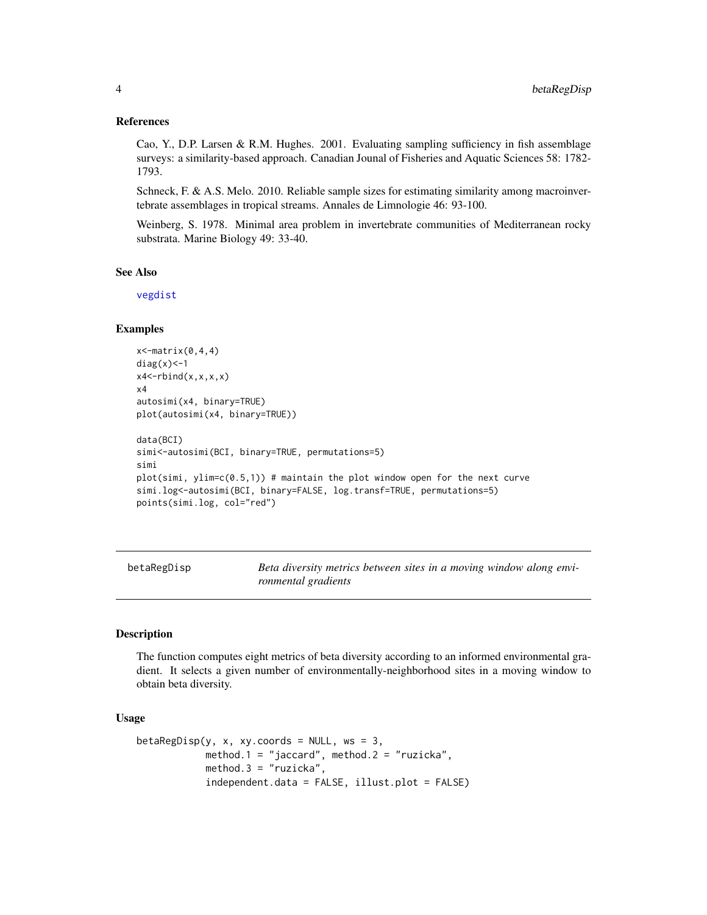## References

Cao, Y., D.P. Larsen & R.M. Hughes. 2001. Evaluating sampling sufficiency in fish assemblage surveys: a similarity-based approach. Canadian Jounal of Fisheries and Aquatic Sciences 58: 1782-1793.

Schneck, F. & A.S. Melo. 2010. Reliable sample sizes for estimating similarity among macroinvertebrate assemblages in tropical streams. Annales de Limnologie 46: 93-100.

Weinberg, S. 1978. Minimal area problem in invertebrate communities of Mediterranean rocky substrata. Marine Biology 49: 33-40.

## See Also

vegdist

## Examples

```
x<-matrix(0,4,4)
diag(x)<-1
x4<-rbind(x,x,x,x)
x4
autosimi(x4, binary=TRUE)
plot(autosimi(x4, binary=TRUE))

data(BCI)
simi<-autosimi(BCI, binary=TRUE, permutations=5)
simi
plot(simi, ylim=c(0.5,1)) # maintain the plot window open for the next curve
simi.log<-autosimi(BCI, binary=FALSE, log.transf=TRUE, permutations=5)
points(simi.log, col="red")
```

---

# betaRegDisp — *Beta diversity metrics between sites in a moving window along environmental gradients*

## Description

The function computes eight metrics of beta diversity according to an informed environmental gradient. It selects a given number of environmentally-neighborhood sites in a moving window to obtain beta diversity.

## Usage

```
betaRegDisp(y, x, xy.coords = NULL, ws = 3,
            method.1 = "jaccard", method.2 = "ruzicka",
            method.3 = "ruzicka",
            independent.data = FALSE, illust.plot = FALSE)
```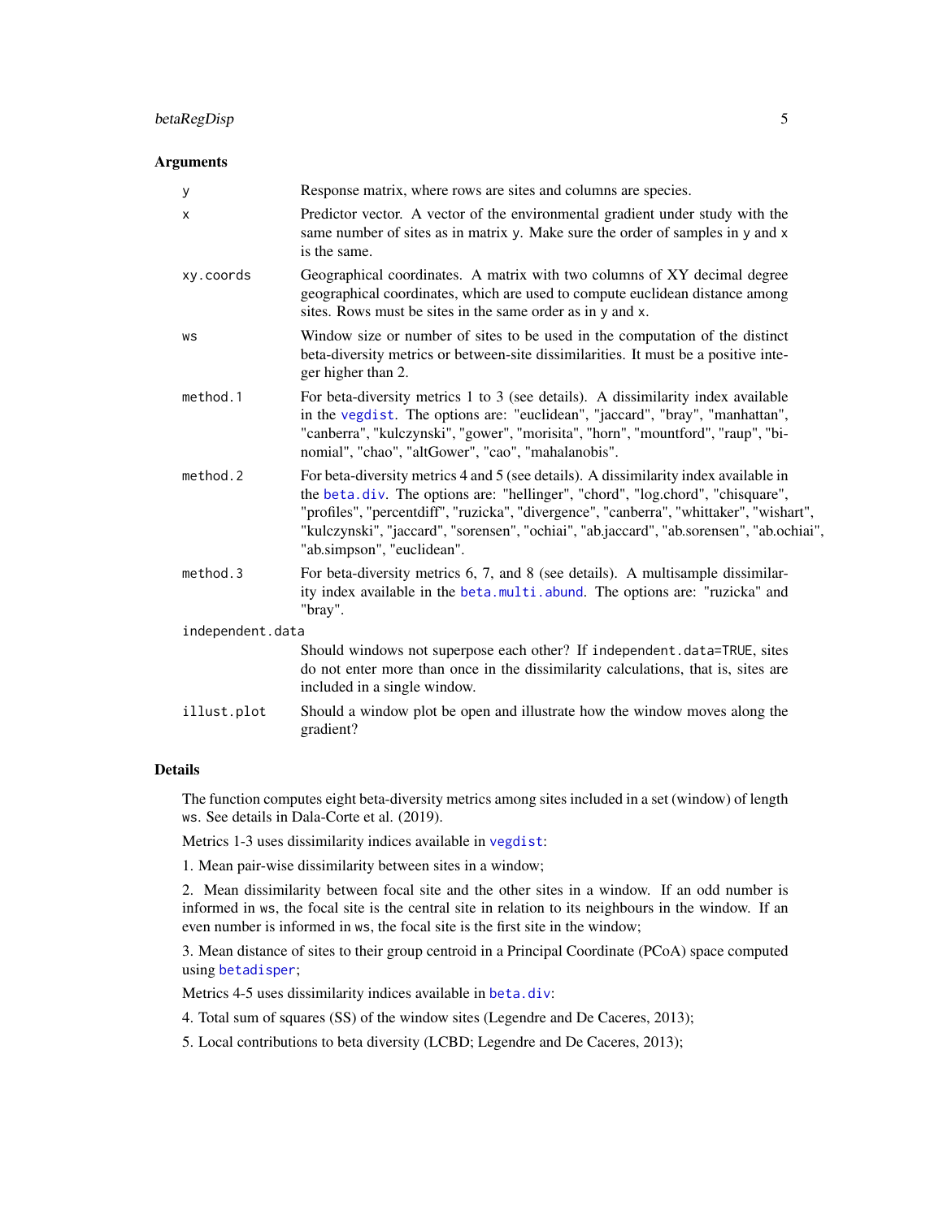## Arguments

| | |
|---|---|
| y | Response matrix, where rows are sites and columns are species. |
| x | Predictor vector. A vector of the environmental gradient under study with the same number of sites as in matrix y. Make sure the order of samples in y and x is the same. |
| xy.coords | Geographical coordinates. A matrix with two columns of XY decimal degree geographical coordinates, which are used to compute euclidean distance among sites. Rows must be sites in the same order as in y and x. |
| ws | Window size or number of sites to be used in the computation of the distinct beta-diversity metrics or between-site dissimilarities. It must be a positive integer higher than 2. |
| method.1 | For beta-diversity metrics 1 to 3 (see details). A dissimilarity index available in the vegdist. The options are: "euclidean", "jaccard", "bray", "manhattan", "canberra", "kulczynski", "gower", "morisita", "horn", "mountford", "raup", "binomial", "chao", "altGower", "cao", "mahalanobis". |
| method.2 | For beta-diversity metrics 4 and 5 (see details). A dissimilarity index available in the beta.div. The options are: "hellinger", "chord", "log.chord", "chisquare", "profiles", "percentdiff", "ruzicka", "divergence", "canberra", "whittaker", "wishart", "kulczynski", "jaccard", "sorensen", "ochiai", "ab.jaccard", "ab.sorensen", "ab.ochiai", "ab.simpson", "euclidean". |
| method.3 | For beta-diversity metrics 6, 7, and 8 (see details). A multisample dissimilarity index available in the beta.multi.abund. The options are: "ruzicka" and "bray". |
| independent.data | Should windows not superpose each other? If independent.data=TRUE, sites do not enter more than once in the dissimilarity calculations, that is, sites are included in a single window. |
| illust.plot | Should a window plot be open and illustrate how the window moves along the gradient? |

## Details

The function computes eight beta-diversity metrics among sites included in a set (window) of length ws. See details in Dala-Corte et al. (2019).

Metrics 1-3 uses dissimilarity indices available in vegdist:

1. Mean pair-wise dissimilarity between sites in a window;

2. Mean dissimilarity between focal site and the other sites in a window. If an odd number is informed in ws, the focal site is the central site in relation to its neighbours in the window. If an even number is informed in ws, the focal site is the first site in the window;

3. Mean distance of sites to their group centroid in a Principal Coordinate (PCoA) space computed using betadisper;

Metrics 4-5 uses dissimilarity indices available in beta.div:

4. Total sum of squares (SS) of the window sites (Legendre and De Caceres, 2013);

5. Local contributions to beta diversity (LCBD; Legendre and De Caceres, 2013);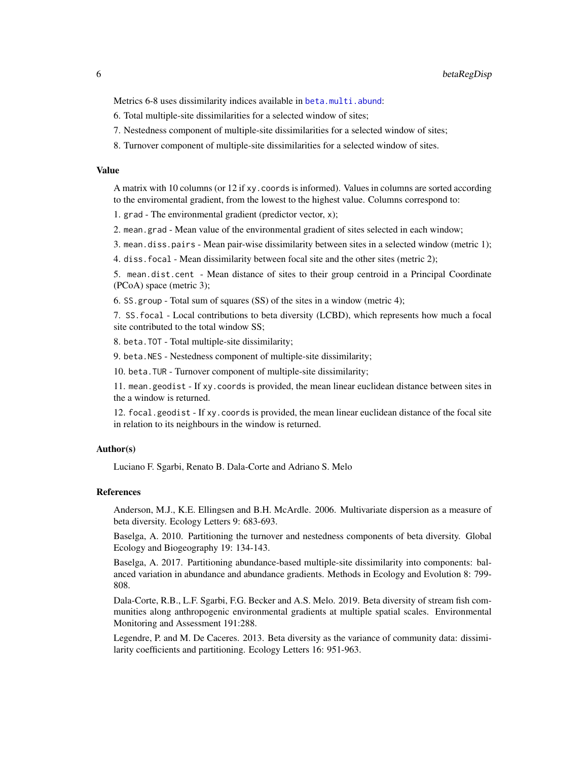Metrics 6-8 uses dissimilarity indices available in `beta.multi.abund`:

6. Total multiple-site dissimilarities for a selected window of sites;
7. Nestedness component of multiple-site dissimilarities for a selected window of sites;
8. Turnover component of multiple-site dissimilarities for a selected window of sites.

### Value

A matrix with 10 columns (or 12 if `xy.coords` is informed). Values in columns are sorted according to the enviromental gradient, from the lowest to the highest value. Columns correspond to:

1. `grad` - The environmental gradient (predictor vector, `x`);
2. `mean.grad` - Mean value of the environmental gradient of sites selected in each window;
3. `mean.diss.pairs` - Mean pair-wise dissimilarity between sites in a selected window (metric 1);
4. `diss.focal` - Mean dissimilarity between focal site and the other sites (metric 2);
5. `mean.dist.cent` - Mean distance of sites to their group centroid in a Principal Coordinate (PCoA) space (metric 3);
6. `SS.group` - Total sum of squares (SS) of the sites in a window (metric 4);
7. `SS.focal` - Local contributions to beta diversity (LCBD), which represents how much a focal site contributed to the total window SS;
8. `beta.TOT` - Total multiple-site dissimilarity;
9. `beta.NES` - Nestedness component of multiple-site dissimilarity;
10. `beta.TUR` - Turnover component of multiple-site dissimilarity;
11. `mean.geodist` - If `xy.coords` is provided, the mean linear euclidean distance between sites in the a window is returned.
12. `focal.geodist` - If `xy.coords` is provided, the mean linear euclidean distance of the focal site in relation to its neighbours in the window is returned.

### Author(s)

Luciano F. Sgarbi, Renato B. Dala-Corte and Adriano S. Melo

### References

Anderson, M.J., K.E. Ellingsen and B.H. McArdle. 2006. Multivariate dispersion as a measure of beta diversity. Ecology Letters 9: 683-693.

Baselga, A. 2010. Partitioning the turnover and nestedness components of beta diversity. Global Ecology and Biogeography 19: 134-143.

Baselga, A. 2017. Partitioning abundance-based multiple-site dissimilarity into components: balanced variation in abundance and abundance gradients. Methods in Ecology and Evolution 8: 799-808.

Dala-Corte, R.B., L.F. Sgarbi, F.G. Becker and A.S. Melo. 2019. Beta diversity of stream fish communities along anthropogenic environmental gradients at multiple spatial scales. Environmental Monitoring and Assessment 191:288.

Legendre, P. and M. De Caceres. 2013. Beta diversity as the variance of community data: dissimilarity coefficients and partitioning. Ecology Letters 16: 951-963.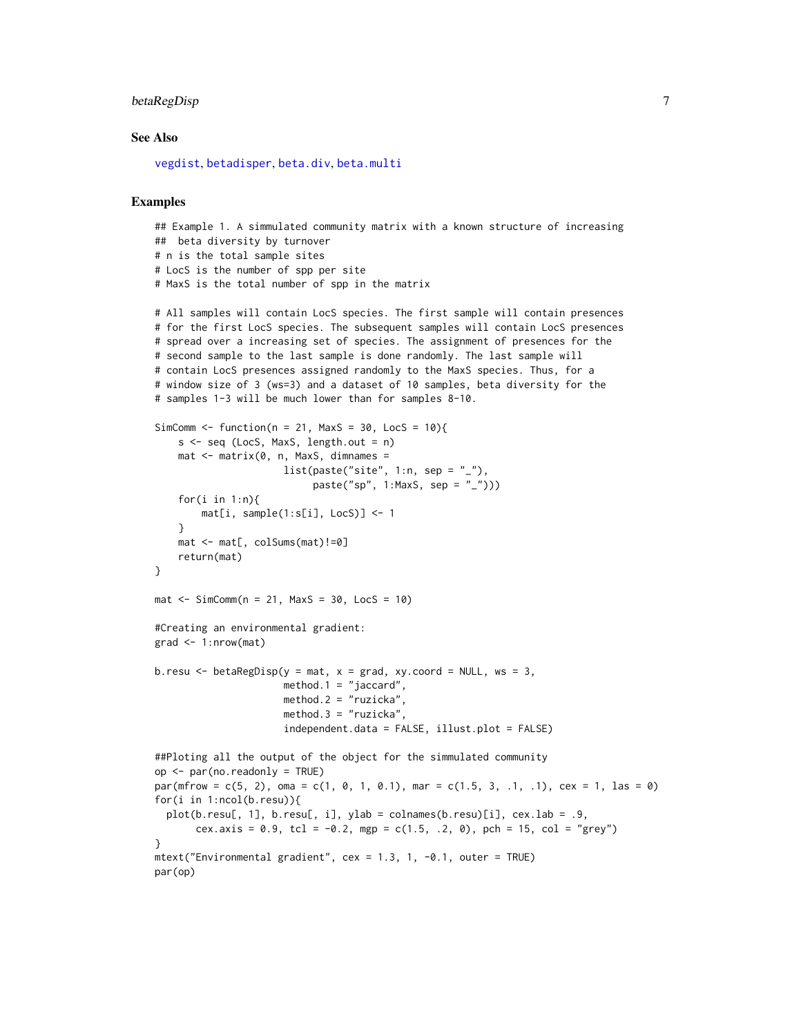## See Also

vegdist, betadisper, beta.div, beta.multi

## Examples

```
## Example 1. A simulated community matrix with a known structure of increasing
##  beta diversity by turnover
# n is the total sample sites
# LocS is the number of spp per site
# MaxS is the total number of spp in the matrix

# All samples will contain LocS species. The first sample will contain presences
# for the first LocS species. The subsequent samples will contain LocS presences
# spread over a increasing set of species. The assignment of presences for the
# second sample to the last sample is done randomly. The last sample will
# contain LocS presences assigned randomly to the MaxS species. Thus, for a
# window size of 3 (ws=3) and a dataset of 10 samples, beta diversity for the
# samples 1-3 will be much lower than for samples 8-10.

SimComm <- function(n = 21, MaxS = 30, LocS = 10){
    s <- seq (LocS, MaxS, length.out = n)
    mat <- matrix(0, n, MaxS, dimnames =
                      list(paste("site", 1:n, sep = "_"),
                           paste("sp", 1:MaxS, sep = "_")))
    for(i in 1:n){
        mat[i, sample(1:s[i], LocS)] <- 1
    }
    mat <- mat[, colSums(mat)!=0]
    return(mat)
}

mat <- SimComm(n = 21, MaxS = 30, LocS = 10)

#Creating an environmental gradient:
grad <- 1:nrow(mat)

b.resu <- betaRegDisp(y = mat, x = grad, xy.coord = NULL, ws = 3,
                      method.1 = "jaccard",
                      method.2 = "ruzicka",
                      method.3 = "ruzicka",
                      independent.data = FALSE, illust.plot = FALSE)

##Ploting all the output of the object for the simmulated community
op <- par(no.readonly = TRUE)
par(mfrow = c(5, 2), oma = c(1, 0, 1, 0.1), mar = c(1.5, 3, .1, .1), cex = 1, las = 0)
for(i in 1:ncol(b.resu)){
  plot(b.resu[, 1], b.resu[, i], ylab = colnames(b.resu)[i], cex.lab = .9,
       cex.axis = 0.9, tcl = -0.2, mgp = c(1.5, .2, 0), pch = 15, col = "grey")
}
mtext("Environmental gradient", cex = 1.3, 1, -0.1, outer = TRUE)
par(op)
```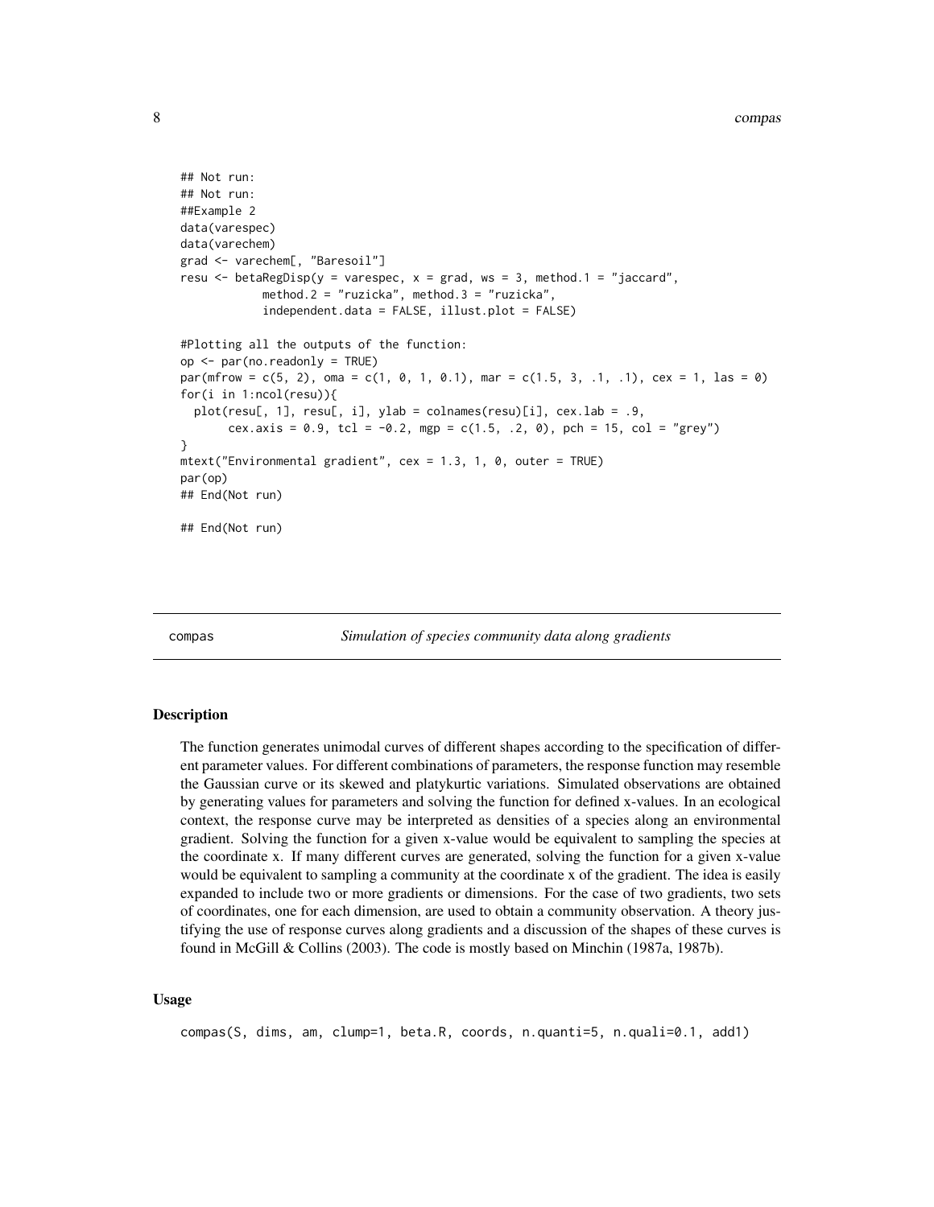```
## Not run:
## Not run:
##Example 2
data(varespec)
data(varechem)
grad <- varechem[, "Baresoil"]
resu <- betaRegDisp(y = varespec, x = grad, ws = 3, method.1 = "jaccard",
            method.2 = "ruzicka", method.3 = "ruzicka",
            independent.data = FALSE, illust.plot = FALSE)

#Plotting all the outputs of the function:
op <- par(no.readonly = TRUE)
par(mfrow = c(5, 2), oma = c(1, 0, 1, 0.1), mar = c(1.5, 3, .1, .1), cex = 1, las = 0)
for(i in 1:ncol(resu)){
  plot(resu[, 1], resu[, i], ylab = colnames(resu)[i], cex.lab = .9,
       cex.axis = 0.9, tcl = -0.2, mgp = c(1.5, .2, 0), pch = 15, col = "grey")
}
mtext("Environmental gradient", cex = 1.3, 1, 0, outer = TRUE)
par(op)
## End(Not run)

## End(Not run)
```

---

compas *Simulation of species community data along gradients*

---

### Description

The function generates unimodal curves of different shapes according to the specification of different parameter values. For different combinations of parameters, the response function may resemble the Gaussian curve or its skewed and platykurtic variations. Simulated observations are obtained by generating values for parameters and solving the function for defined x-values. In an ecological context, the response curve may be interpreted as densities of a species along an environmental gradient. Solving the function for a given x-value would be equivalent to sampling the species at the coordinate x. If many different curves are generated, solving the function for a given x-value would be equivalent to sampling a community at the coordinate x of the gradient. The idea is easily expanded to include two or more gradients or dimensions. For the case of two gradients, two sets of coordinates, one for each dimension, are used to obtain a community observation. A theory justifying the use of response curves along gradients and a discussion of the shapes of these curves is found in McGill & Collins (2003). The code is mostly based on Minchin (1987a, 1987b).

### Usage

```
compas(S, dims, am, clump=1, beta.R, coords, n.quanti=5, n.quali=0.1, add1)
```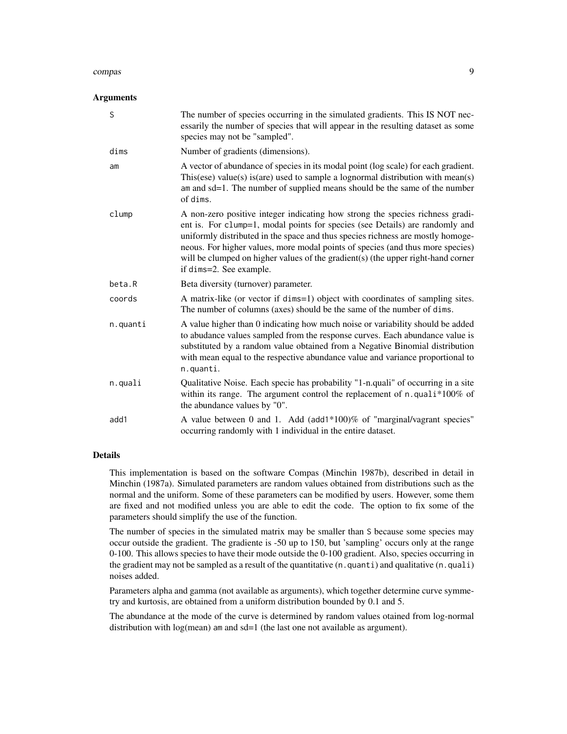### Arguments

| Argument | Description |
| --- | --- |
| `S` | The number of species occurring in the simulated gradients. This IS NOT necessarily the number of species that will appear in the resulting dataset as some species may not be "sampled". |
| `dims` | Number of gradients (dimensions). |
| `am` | A vector of abundance of species in its modal point (log scale) for each gradient. This(ese) value(s) is(are) used to sample a lognormal distribution with mean(s) `am` and sd=1. The number of supplied means should be the same of the number of `dims`. |
| `clump` | A non-zero positive integer indicating how strong the species richness gradient is. For `clump=1`, modal points for species (see Details) are randomly and uniformly distributed in the space and thus species richness are mostly homogeneous. For higher values, more modal points of species (and thus more species) will be clumped on higher values of the gradient(s) (the upper right-hand corner if `dims=2`. See example. |
| `beta.R` | Beta diversity (turnover) parameter. |
| `coords` | A matrix-like (or vector if `dims=1`) object with coordinates of sampling sites. The number of columns (axes) should be the same of the number of `dims`. |
| `n.quanti` | A value higher than 0 indicating how much noise or variability should be added to abudance values sampled from the response curves. Each abundance value is substituted by a random value obtained from a Negative Binomial distribution with mean equal to the respective abundance value and variance proportional to `n.quanti`. |
| `n.quali` | Qualitative Noise. Each specie has probability "1-n.quali" of occurring in a site within its range. The argument control the replacement of `n.quali*100`% of the abundance values by "0". |
| `add1` | A value between 0 and 1. Add (`add1*100`)% of "marginal/vagrant species" occurring randomly with 1 individual in the entire dataset. |

### Details

This implementation is based on the software Compas (Minchin 1987b), described in detail in Minchin (1987a). Simulated parameters are random values obtained from distributions such as the normal and the uniform. Some of these parameters can be modified by users. However, some them are fixed and not modified unless you are able to edit the code. The option to fix some of the parameters should simplify the use of the function.

The number of species in the simulated matrix may be smaller than `S` because some species may occur outside the gradient. The gradiente is -50 up to 150, but 'sampling' occurs only at the range 0-100. This allows species to have their mode outside the 0-100 gradient. Also, species occurring in the gradient may not be sampled as a result of the quantitative (`n.quanti`) and qualitative (`n.quali`) noises added.

Parameters alpha and gamma (not available as arguments), which together determine curve symmetry and kurtosis, are obtained from a uniform distribution bounded by 0.1 and 5.

The abundance at the mode of the curve is determined by random values otained from log-normal distribution with log(mean) `am` and sd=1 (the last one not available as argument).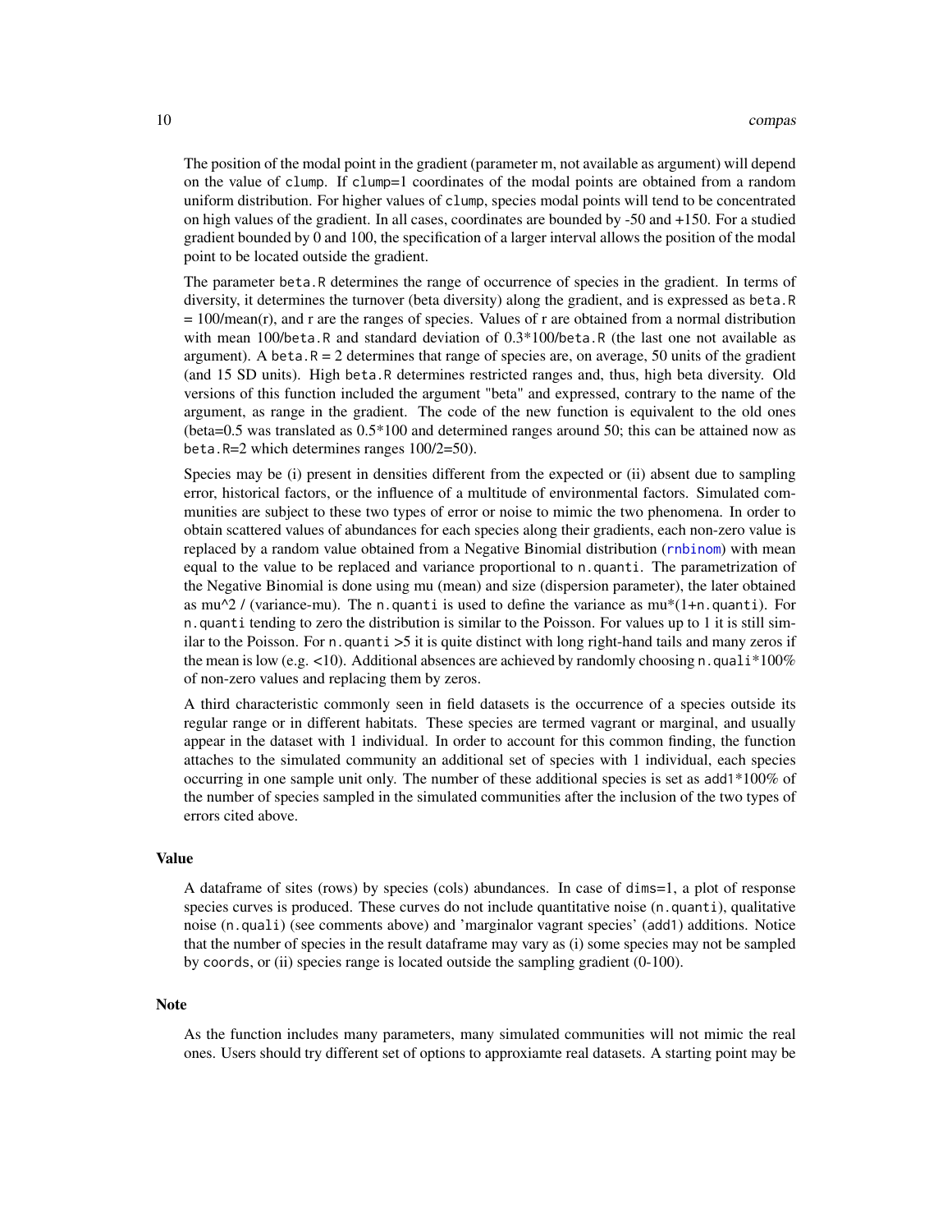The position of the modal point in the gradient (parameter m, not available as argument) will depend on the value of `clump`. If `clump=1` coordinates of the modal points are obtained from a random uniform distribution. For higher values of `clump`, species modal points will tend to be concentrated on high values of the gradient. In all cases, coordinates are bounded by -50 and +150. For a studied gradient bounded by 0 and 100, the specification of a larger interval allows the position of the modal point to be located outside the gradient.

The parameter `beta.R` determines the range of occurrence of species in the gradient. In terms of diversity, it determines the turnover (beta diversity) along the gradient, and is expressed as `beta.R` = 100/mean(r), and r are the ranges of species. Values of r are obtained from a normal distribution with mean 100/`beta.R` and standard deviation of 0.3*100/`beta.R` (the last one not available as argument). A `beta.R` = 2 determines that range of species are, on average, 50 units of the gradient (and 15 SD units). High `beta.R` determines restricted ranges and, thus, high beta diversity. Old versions of this function included the argument "beta" and expressed, contrary to the name of the argument, as range in the gradient. The code of the new function is equivalent to the old ones (beta=0.5 was translated as 0.5*100 and determined ranges around 50; this can be attained now as `beta.R=2` which determines ranges 100/2=50).

Species may be (i) present in densities different from the expected or (ii) absent due to sampling error, historical factors, or the influence of a multitude of environmental factors. Simulated communities are subject to these two types of error or noise to mimic the two phenomena. In order to obtain scattered values of abundances for each species along their gradients, each non-zero value is replaced by a random value obtained from a Negative Binomial distribution (`rnbinom`) with mean equal to the value to be replaced and variance proportional to `n.quanti`. The parametrization of the Negative Binomial is done using mu (mean) and size (dispersion parameter), the later obtained as mu^2 / (variance-mu). The `n.quanti` is used to define the variance as mu*(1+`n.quanti`). For `n.quanti` tending to zero the distribution is similar to the Poisson. For values up to 1 it is still similar to the Poisson. For `n.quanti` >5 it is quite distinct with long right-hand tails and many zeros if the mean is low (e.g. <10). Additional absences are achieved by randomly choosing `n.quali`*100% of non-zero values and replacing them by zeros.

A third characteristic commonly seen in field datasets is the occurrence of a species outside its regular range or in different habitats. These species are termed vagrant or marginal, and usually appear in the dataset with 1 individual. In order to account for this common finding, the function attaches to the simulated community an additional set of species with 1 individual, each species occurring in one sample unit only. The number of these additional species is set as `add1`*100% of the number of species sampled in the simulated communities after the inclusion of the two types of errors cited above.

### Value

A dataframe of sites (rows) by species (cols) abundances. In case of `dims=1`, a plot of response species curves is produced. These curves do not include quantitative noise (`n.quanti`), qualitative noise (`n.quali`) (see comments above) and 'marginalor vagrant species' (`add1`) additions. Notice that the number of species in the result dataframe may vary as (i) some species may not be sampled by `coords`, or (ii) species range is located outside the sampling gradient (0-100).

### Note

As the function includes many parameters, many simulated communities will not mimic the real ones. Users should try different set of options to approxiamte real datasets. A starting point may be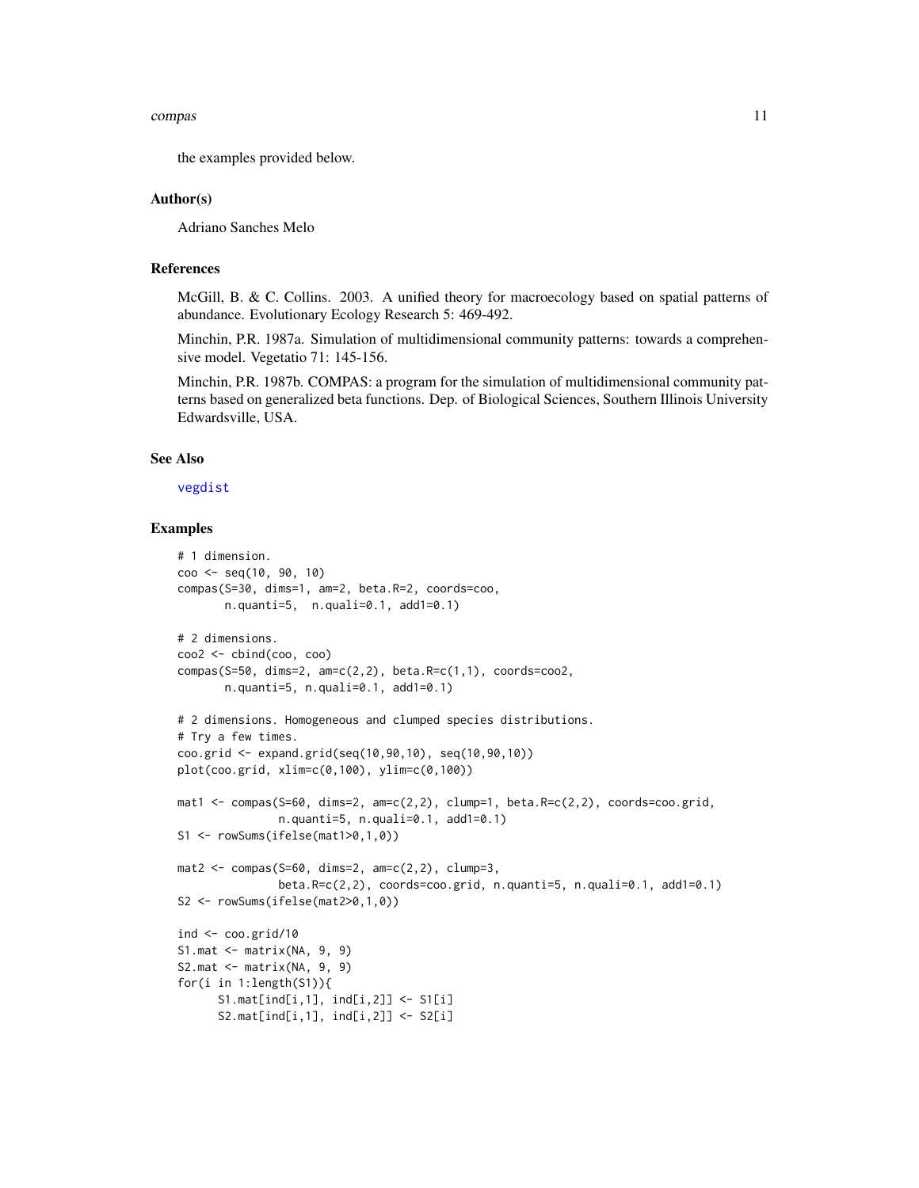the examples provided below.

## Author(s)

Adriano Sanches Melo

## References

McGill, B. & C. Collins. 2003. A unified theory for macroecology based on spatial patterns of abundance. Evolutionary Ecology Research 5: 469-492.

Minchin, P.R. 1987a. Simulation of multidimensional community patterns: towards a comprehensive model. Vegetatio 71: 145-156.

Minchin, P.R. 1987b. COMPAS: a program for the simulation of multidimensional community patterns based on generalized beta functions. Dep. of Biological Sciences, Southern Illinois University Edwardsville, USA.

## See Also

vegdist

## Examples

```
# 1 dimension.
coo <- seq(10, 90, 10)
compas(S=30, dims=1, am=2, beta.R=2, coords=coo,
       n.quanti=5,  n.quali=0.1, add1=0.1)

# 2 dimensions.
coo2 <- cbind(coo, coo)
compas(S=50, dims=2, am=c(2,2), beta.R=c(1,1), coords=coo2,
       n.quanti=5, n.quali=0.1, add1=0.1)

# 2 dimensions. Homogeneous and clumped species distributions.
# Try a few times.
coo.grid <- expand.grid(seq(10,90,10), seq(10,90,10))
plot(coo.grid, xlim=c(0,100), ylim=c(0,100))

mat1 <- compas(S=60, dims=2, am=c(2,2), clump=1, beta.R=c(2,2), coords=coo.grid,
               n.quanti=5, n.quali=0.1, add1=0.1)
S1 <- rowSums(ifelse(mat1>0,1,0))

mat2 <- compas(S=60, dims=2, am=c(2,2), clump=3,
               beta.R=c(2,2), coords=coo.grid, n.quanti=5, n.quali=0.1, add1=0.1)
S2 <- rowSums(ifelse(mat2>0,1,0))

ind <- coo.grid/10
S1.mat <- matrix(NA, 9, 9)
S2.mat <- matrix(NA, 9, 9)
for(i in 1:length(S1)){
      S1.mat[ind[i,1], ind[i,2]] <- S1[i]
      S2.mat[ind[i,1], ind[i,2]] <- S2[i]
```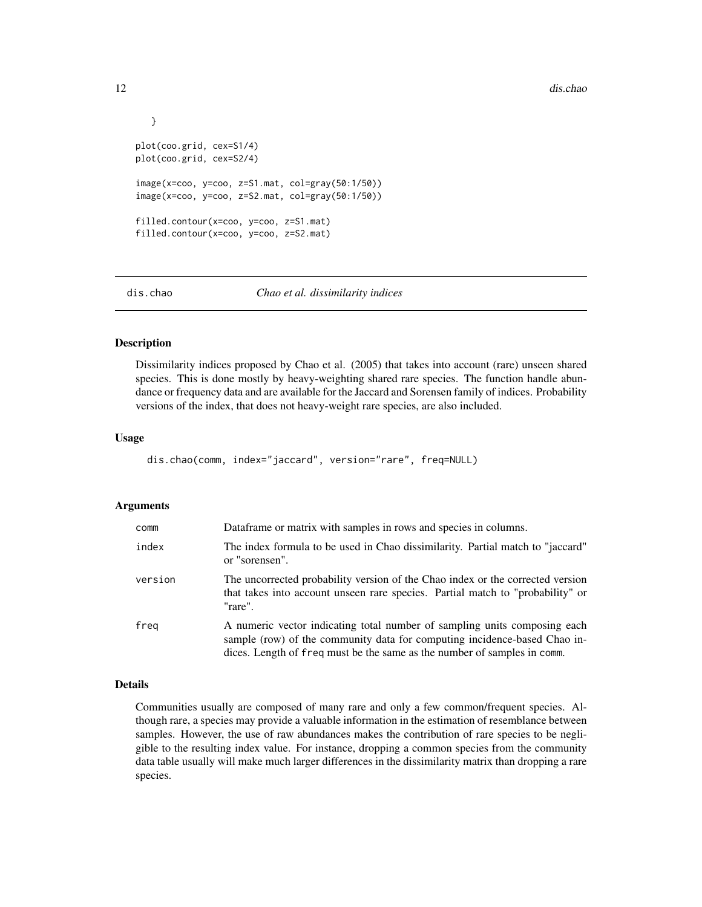```
    }

plot(coo.grid, cex=S1/4)
plot(coo.grid, cex=S2/4)

image(x=coo, y=coo, z=S1.mat, col=gray(50:1/50))
image(x=coo, y=coo, z=S2.mat, col=gray(50:1/50))

filled.contour(x=coo, y=coo, z=S1.mat)
filled.contour(x=coo, y=coo, z=S2.mat)
```

## dis.chao — *Chao et al. dissimilarity indices*

### Description

Dissimilarity indices proposed by Chao et al. (2005) that takes into account (rare) unseen shared species. This is done mostly by heavy-weighting shared rare species. The function handle abundance or frequency data and are available for the Jaccard and Sorensen family of indices. Probability versions of the index, that does not heavy-weight rare species, are also included.

### Usage

```
dis.chao(comm, index="jaccard", version="rare", freq=NULL)
```

### Arguments

| | |
|---|---|
| `comm` | Dataframe or matrix with samples in rows and species in columns. |
| `index` | The index formula to be used in Chao dissimilarity. Partial match to "jaccard" or "sorensen". |
| `version` | The uncorrected probability version of the Chao index or the corrected version that takes into account unseen rare species. Partial match to "probability" or "rare". |
| `freq` | A numeric vector indicating total number of sampling units composing each sample (row) of the community data for computing incidence-based Chao indices. Length of `freq` must be the same as the number of samples in `comm`. |

### Details

Communities usually are composed of many rare and only a few common/frequent species. Although rare, a species may provide a valuable information in the estimation of resemblance between samples. However, the use of raw abundances makes the contribution of rare species to be negligible to the resulting index value. For instance, dropping a common species from the community data table usually will make much larger differences in the dissimilarity matrix than dropping a rare species.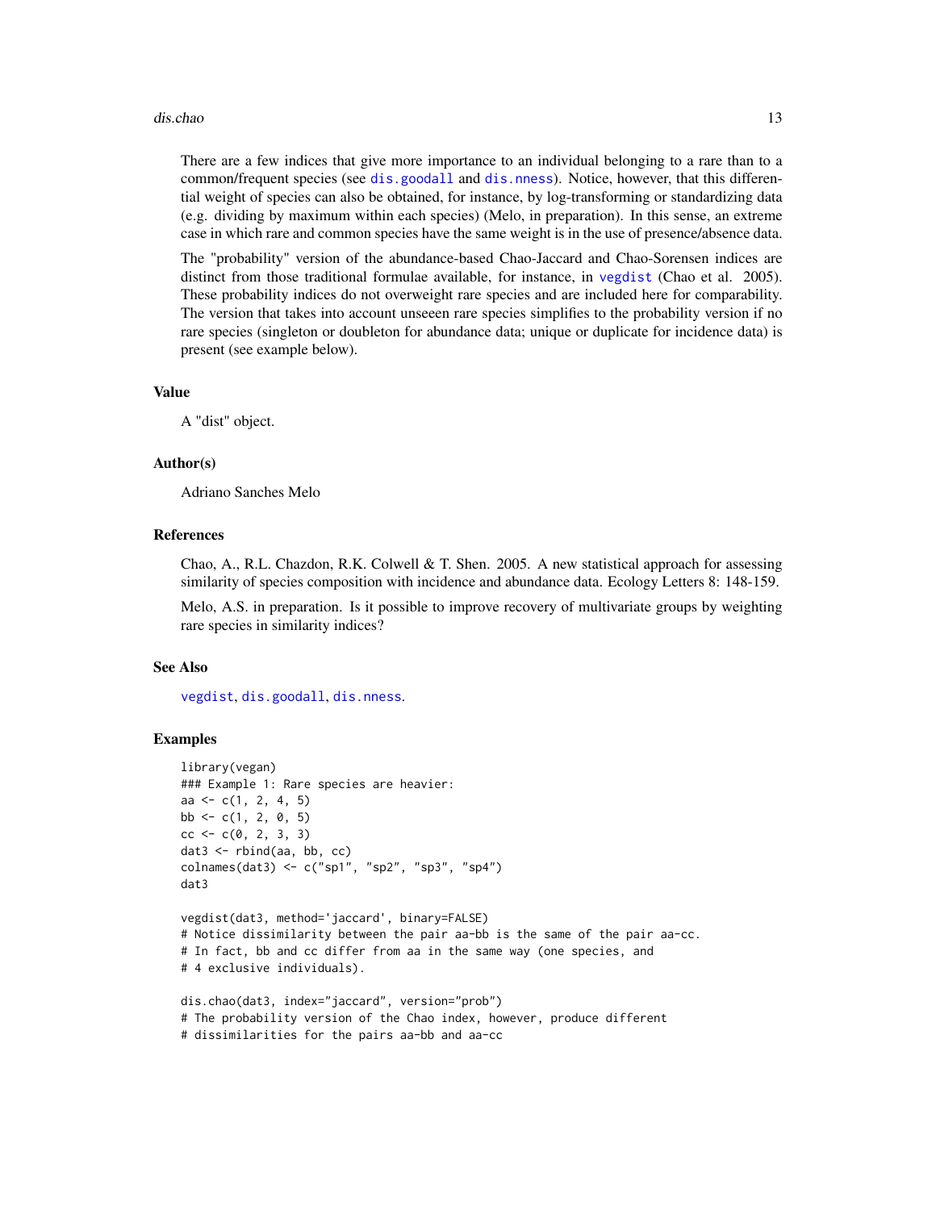There are a few indices that give more importance to an individual belonging to a rare than to a common/frequent species (see dis.goodall and dis.nness). Notice, however, that this differential weight of species can also be obtained, for instance, by log-transforming or standardizing data (e.g. dividing by maximum within each species) (Melo, in preparation). In this sense, an extreme case in which rare and common species have the same weight is in the use of presence/absence data.

The "probability" version of the abundance-based Chao-Jaccard and Chao-Sorensen indices are distinct from those traditional formulae available, for instance, in vegdist (Chao et al. 2005). These probability indices do not overweight rare species and are included here for comparability. The version that takes into account unseeen rare species simplifies to the probability version if no rare species (singleton or doubleton for abundance data; unique or duplicate for incidence data) is present (see example below).

## Value

A "dist" object.

## Author(s)

Adriano Sanches Melo

## References

Chao, A., R.L. Chazdon, R.K. Colwell & T. Shen. 2005. A new statistical approach for assessing similarity of species composition with incidence and abundance data. Ecology Letters 8: 148-159.

Melo, A.S. in preparation. Is it possible to improve recovery of multivariate groups by weighting rare species in similarity indices?

## See Also

vegdist, dis.goodall, dis.nness.

## Examples

```
library(vegan)
### Example 1: Rare species are heavier:
aa <- c(1, 2, 4, 5)
bb <- c(1, 2, 0, 5)
cc <- c(0, 2, 3, 3)
dat3 <- rbind(aa, bb, cc)
colnames(dat3) <- c("sp1", "sp2", "sp3", "sp4")
dat3

vegdist(dat3, method='jaccard', binary=FALSE)
# Notice dissimilarity between the pair aa-bb is the same of the pair aa-cc.
# In fact, bb and cc differ from aa in the same way (one species, and
# 4 exclusive individuals).

dis.chao(dat3, index="jaccard", version="prob")
# The probability version of the Chao index, however, produce different
# dissimilarities for the pairs aa-bb and aa-cc
```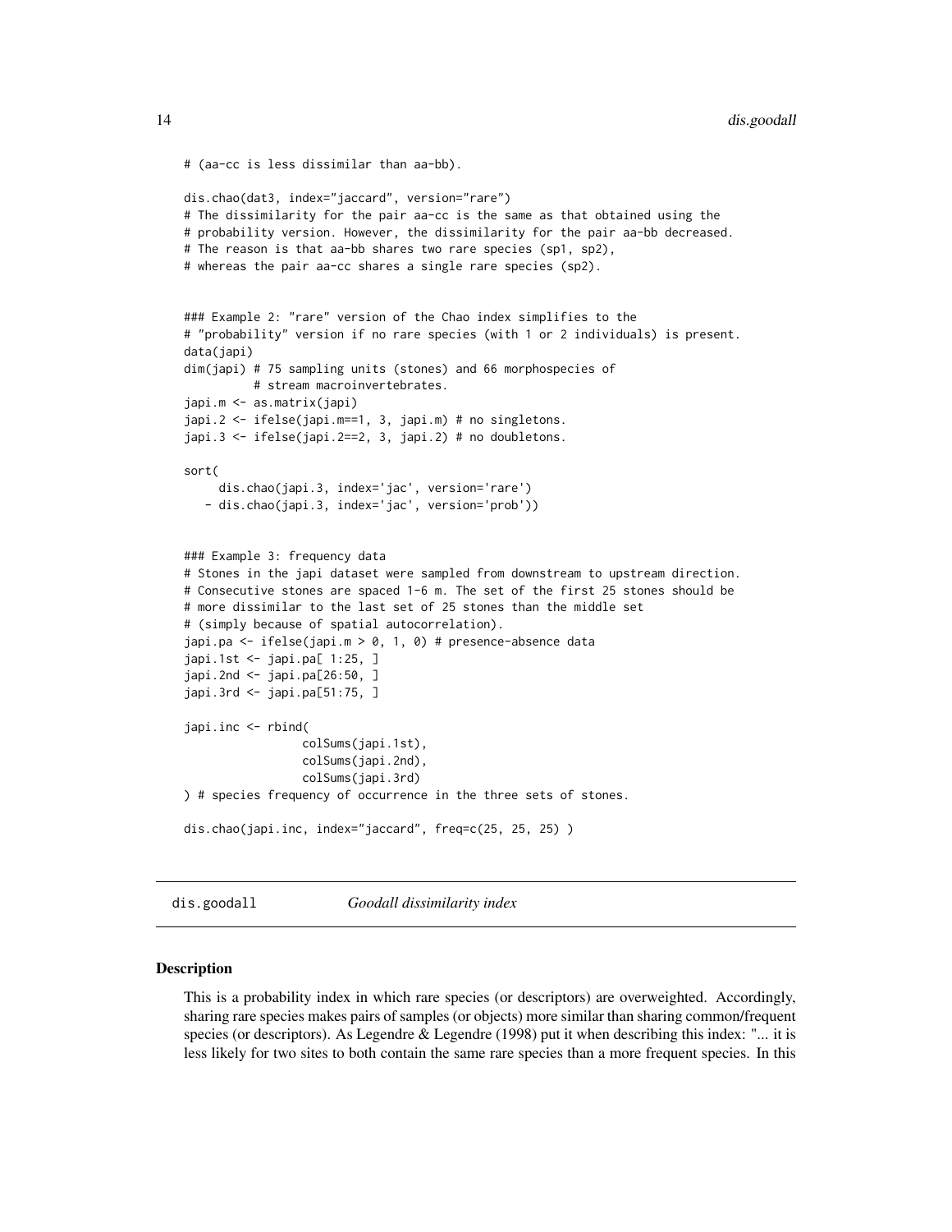```
# (aa-cc is less dissimilar than aa-bb).

dis.chao(dat3, index="jaccard", version="rare")
# The dissimilarity for the pair aa-cc is the same as that obtained using the
# probability version. However, the dissimilarity for the pair aa-bb decreased.
# The reason is that aa-bb shares two rare species (sp1, sp2),
# whereas the pair aa-cc shares a single rare species (sp2).


### Example 2: "rare" version of the Chao index simplifies to the
# "probability" version if no rare species (with 1 or 2 individuals) is present.
data(japi)
dim(japi) # 75 sampling units (stones) and 66 morphospecies of
          # stream macroinvertebrates.
japi.m <- as.matrix(japi)
japi.2 <- ifelse(japi.m==1, 3, japi.m) # no singletons.
japi.3 <- ifelse(japi.2==2, 3, japi.2) # no doubletons.

sort(
     dis.chao(japi.3, index='jac', version='rare')
   - dis.chao(japi.3, index='jac', version='prob'))


### Example 3: frequency data
# Stones in the japi dataset were sampled from downstream to upstream direction.
# Consecutive stones are spaced 1-6 m. The set of the first 25 stones should be
# more dissimilar to the last set of 25 stones than the middle set
# (simply because of spatial autocorrelation).
japi.pa <- ifelse(japi.m > 0, 1, 0) # presence-absence data
japi.1st <- japi.pa[ 1:25, ]
japi.2nd <- japi.pa[26:50, ]
japi.3rd <- japi.pa[51:75, ]

japi.inc <- rbind(
                 colSums(japi.1st),
                 colSums(japi.2nd),
                 colSums(japi.3rd)
) # species frequency of occurrence in the three sets of stones.

dis.chao(japi.inc, index="jaccard", freq=c(25, 25, 25) )
```

## dis.goodall — *Goodall dissimilarity index*

### Description

This is a probability index in which rare species (or descriptors) are overweighted. Accordingly, sharing rare species makes pairs of samples (or objects) more similar than sharing common/frequent species (or descriptors). As Legendre & Legendre (1998) put it when describing this index: "... it is less likely for two sites to both contain the same rare species than a more frequent species. In this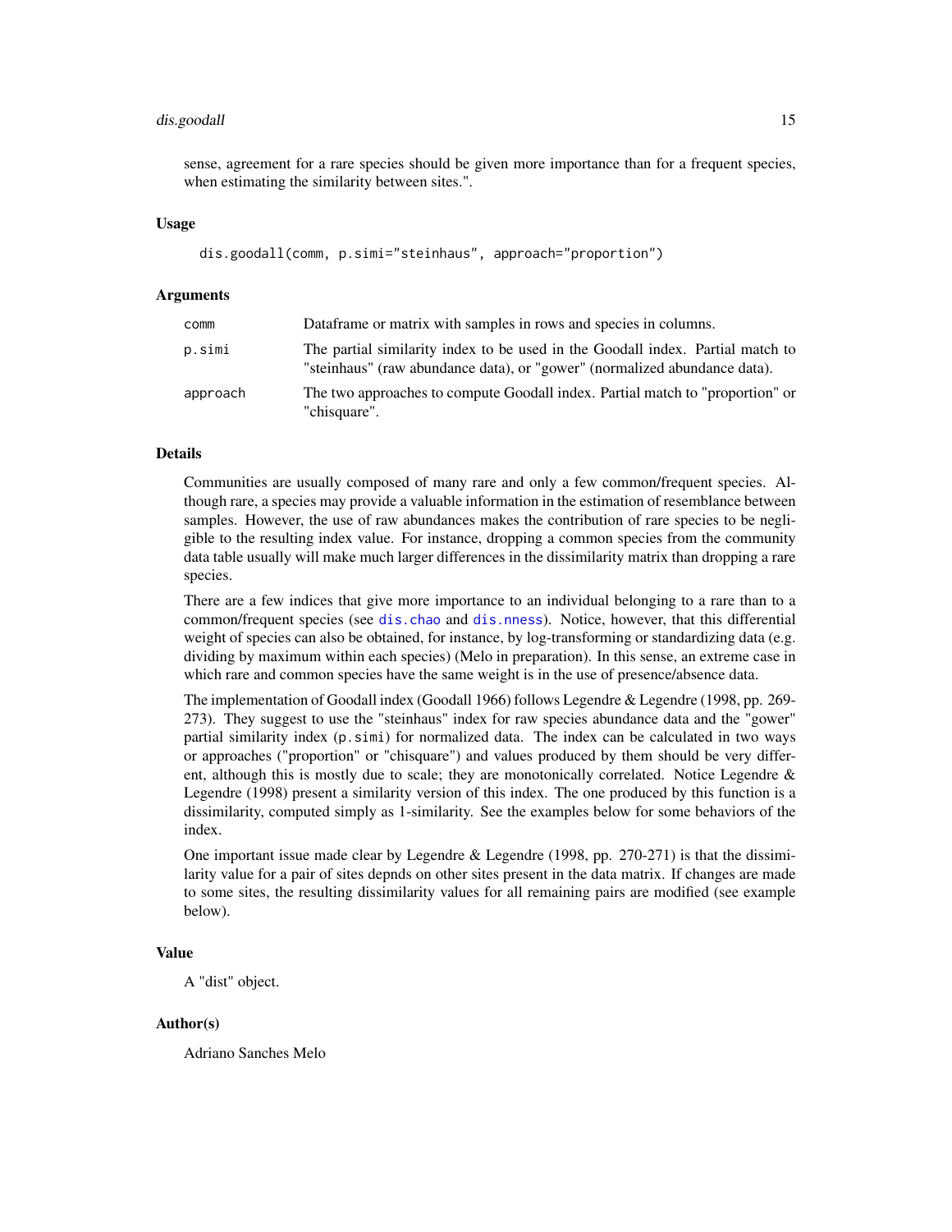sense, agreement for a rare species should be given more importance than for a frequent species, when estimating the similarity between sites.".

### Usage

```
dis.goodall(comm, p.simi="steinhaus", approach="proportion")
```

### Arguments

| | |
|---|---|
| comm | Dataframe or matrix with samples in rows and species in columns. |
| p.simi | The partial similarity index to be used in the Goodall index. Partial match to "steinhaus" (raw abundance data), or "gower" (normalized abundance data). |
| approach | The two approaches to compute Goodall index. Partial match to "proportion" or "chisquare". |

### Details

Communities are usually composed of many rare and only a few common/frequent species. Although rare, a species may provide a valuable information in the estimation of resemblance between samples. However, the use of raw abundances makes the contribution of rare species to be negligible to the resulting index value. For instance, dropping a common species from the community data table usually will make much larger differences in the dissimilarity matrix than dropping a rare species.

There are a few indices that give more importance to an individual belonging to a rare than to a common/frequent species (see `dis.chao` and `dis.nness`). Notice, however, that this differential weight of species can also be obtained, for instance, by log-transforming or standardizing data (e.g. dividing by maximum within each species) (Melo in preparation). In this sense, an extreme case in which rare and common species have the same weight is in the use of presence/absence data.

The implementation of Goodall index (Goodall 1966) follows Legendre & Legendre (1998, pp. 269-273). They suggest to use the "steinhaus" index for raw species abundance data and the "gower" partial similarity index (`p.simi`) for normalized data. The index can be calculated in two ways or approaches ("proportion" or "chisquare") and values produced by them should be very different, although this is mostly due to scale; they are monotonically correlated. Notice Legendre & Legendre (1998) present a similarity version of this index. The one produced by this function is a dissimilarity, computed simply as 1-similarity. See the examples below for some behaviors of the index.

One important issue made clear by Legendre & Legendre (1998, pp. 270-271) is that the dissimilarity value for a pair of sites depnds on other sites present in the data matrix. If changes are made to some sites, the resulting dissimilarity values for all remaining pairs are modified (see example below).

### Value

A "dist" object.

### Author(s)

Adriano Sanches Melo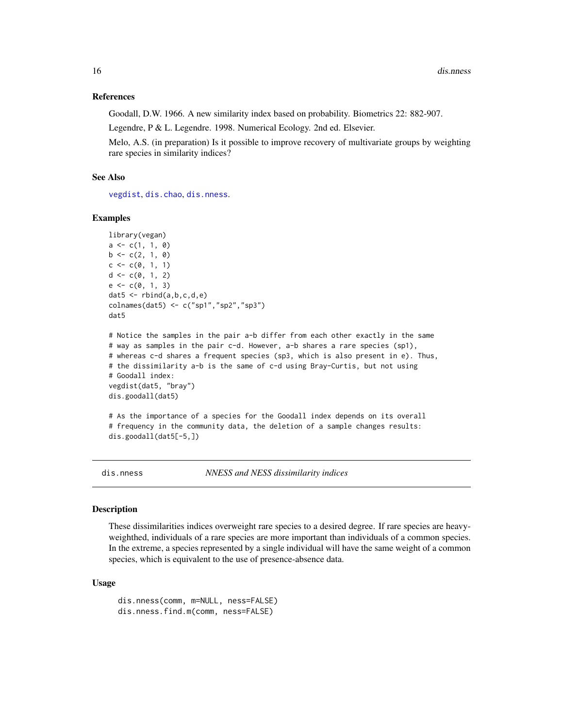### References

Goodall, D.W. 1966. A new similarity index based on probability. Biometrics 22: 882-907.

Legendre, P & L. Legendre. 1998. Numerical Ecology. 2nd ed. Elsevier.

Melo, A.S. (in preparation) Is it possible to improve recovery of multivariate groups by weighting rare species in similarity indices?

### See Also

vegdist, dis.chao, dis.nness.

### Examples

```
library(vegan)
a <- c(1, 1, 0)
b <- c(2, 1, 0)
c <- c(0, 1, 1)
d <- c(0, 1, 2)
e <- c(0, 1, 3)
dat5 <- rbind(a,b,c,d,e)
colnames(dat5) <- c("sp1","sp2","sp3")
dat5

# Notice the samples in the pair a-b differ from each other exactly in the same
# way as samples in the pair c-d. However, a-b shares a rare species (sp1),
# whereas c-d shares a frequent species (sp3, which is also present in e). Thus,
# the dissimilarity a-b is the same of c-d using Bray-Curtis, but not using
# Goodall index:
vegdist(dat5, "bray")
dis.goodall(dat5)

# As the importance of a species for the Goodall index depends on its overall
# frequency in the community data, the deletion of a sample changes results:
dis.goodall(dat5[-5,])
```

---

## dis.nness — *NNESS and NESS dissimilarity indices*

### Description

These dissimilarities indices overweight rare species to a desired degree. If rare species are heavy-weighthed, individuals of a rare species are more important than individuals of a common species. In the extreme, a species represented by a single individual will have the same weight of a common species, which is equivalent to the use of presence-absence data.

### Usage

```
dis.nness(comm, m=NULL, ness=FALSE)
dis.nness.find.m(comm, ness=FALSE)
```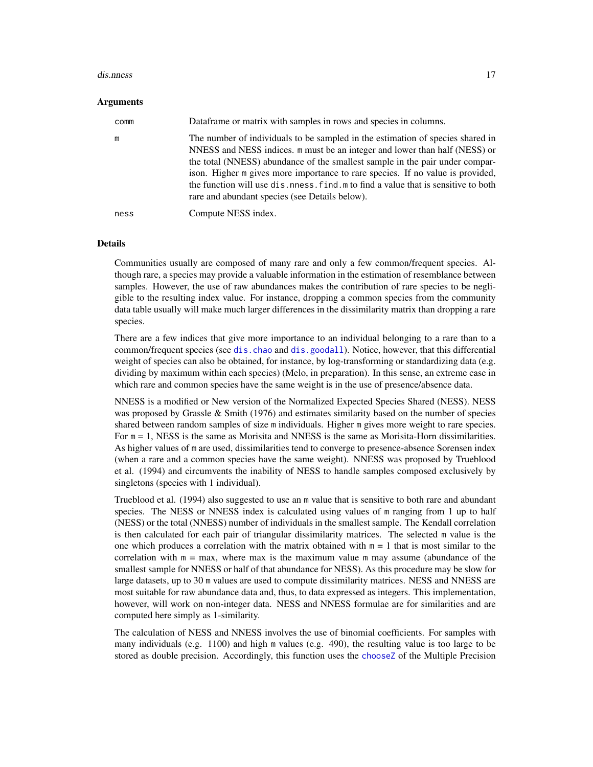### Arguments

| | |
|---|---|
| `comm` | Dataframe or matrix with samples in rows and species in columns. |
| `m` | The number of individuals to be sampled in the estimation of species shared in NNESS and NESS indices. `m` must be an integer and lower than half (NESS) or the total (NNESS) abundance of the smallest sample in the pair under comparison. Higher `m` gives more importance to rare species. If no value is provided, the function will use `dis.nness.find.m` to find a value that is sensitive to both rare and abundant species (see Details below). |
| `ness` | Compute NESS index. |

### Details

Communities usually are composed of many rare and only a few common/frequent species. Although rare, a species may provide a valuable information in the estimation of resemblance between samples. However, the use of raw abundances makes the contribution of rare species to be negligible to the resulting index value. For instance, dropping a common species from the community data table usually will make much larger differences in the dissimilarity matrix than dropping a rare species.

There are a few indices that give more importance to an individual belonging to a rare than to a common/frequent species (see `dis.chao` and `dis.goodall`). Notice, however, that this differential weight of species can also be obtained, for instance, by log-transforming or standardizing data (e.g. dividing by maximum within each species) (Melo, in preparation). In this sense, an extreme case in which rare and common species have the same weight is in the use of presence/absence data.

NNESS is a modified or New version of the Normalized Expected Species Shared (NESS). NESS was proposed by Grassle & Smith (1976) and estimates similarity based on the number of species shared between random samples of size `m` individuals. Higher `m` gives more weight to rare species. For `m` = 1, NESS is the same as Morisita and NNESS is the same as Morisita-Horn dissimilarities. As higher values of `m` are used, dissimilarities tend to converge to presence-absence Sorensen index (when a rare and a common species have the same weight). NNESS was proposed by Trueblood et al. (1994) and circumvents the inability of NESS to handle samples composed exclusively by singletons (species with 1 individual).

Trueblood et al. (1994) also suggested to use an `m` value that is sensitive to both rare and abundant species. The NESS or NNESS index is calculated using values of `m` ranging from 1 up to half (NESS) or the total (NNESS) number of individuals in the smallest sample. The Kendall correlation is then calculated for each pair of triangular dissimilarity matrices. The selected `m` value is the one which produces a correlation with the matrix obtained with `m` = 1 that is most similar to the correlation with `m` = max, where max is the maximum value `m` may assume (abundance of the smallest sample for NNESS or half of that abundance for NESS). As this procedure may be slow for large datasets, up to 30 `m` values are used to compute dissimilarity matrices. NESS and NNESS are most suitable for raw abundance data and, thus, to data expressed as integers. This implementation, however, will work on non-integer data. NESS and NNESS formulae are for similarities and are computed here simply as 1-similarity.

The calculation of NESS and NNESS involves the use of binomial coefficients. For samples with many individuals (e.g. 1100) and high `m` values (e.g. 490), the resulting value is too large to be stored as double precision. Accordingly, this function uses the `chooseZ` of the Multiple Precision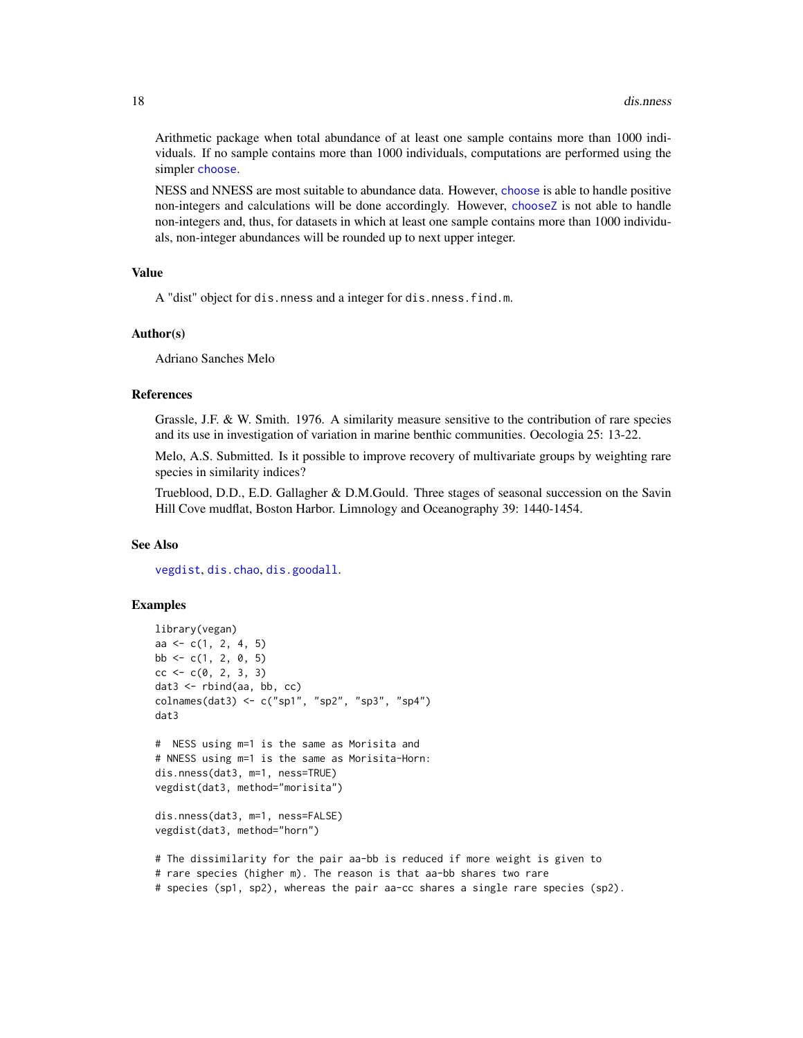Arithmetic package when total abundance of at least one sample contains more than 1000 individuals. If no sample contains more than 1000 individuals, computations are performed using the simpler choose.

NESS and NNESS are most suitable to abundance data. However, choose is able to handle positive non-integers and calculations will be done accordingly. However, chooseZ is not able to handle non-integers and, thus, for datasets in which at least one sample contains more than 1000 individuals, non-integer abundances will be rounded up to next upper integer.

## Value

A "dist" object for `dis.nness` and a integer for `dis.nness.find.m`.

## Author(s)

Adriano Sanches Melo

## References

Grassle, J.F. & W. Smith. 1976. A similarity measure sensitive to the contribution of rare species and its use in investigation of variation in marine benthic communities. Oecologia 25: 13-22.

Melo, A.S. Submitted. Is it possible to improve recovery of multivariate groups by weighting rare species in similarity indices?

Trueblood, D.D., E.D. Gallagher & D.M.Gould. Three stages of seasonal succession on the Savin Hill Cove mudflat, Boston Harbor. Limnology and Oceanography 39: 1440-1454.

## See Also

`vegdist`, `dis.chao`, `dis.goodall`.

## Examples

```
library(vegan)
aa <- c(1, 2, 4, 5)
bb <- c(1, 2, 0, 5)
cc <- c(0, 2, 3, 3)
dat3 <- rbind(aa, bb, cc)
colnames(dat3) <- c("sp1", "sp2", "sp3", "sp4")
dat3

#  NESS using m=1 is the same as Morisita and
# NNESS using m=1 is the same as Morisita-Horn:
dis.nness(dat3, m=1, ness=TRUE)
vegdist(dat3, method="morisita")

dis.nness(dat3, m=1, ness=FALSE)
vegdist(dat3, method="horn")

# The dissimilarity for the pair aa-bb is reduced if more weight is given to
# rare species (higher m). The reason is that aa-bb shares two rare
# species (sp1, sp2), whereas the pair aa-cc shares a single rare species (sp2).
```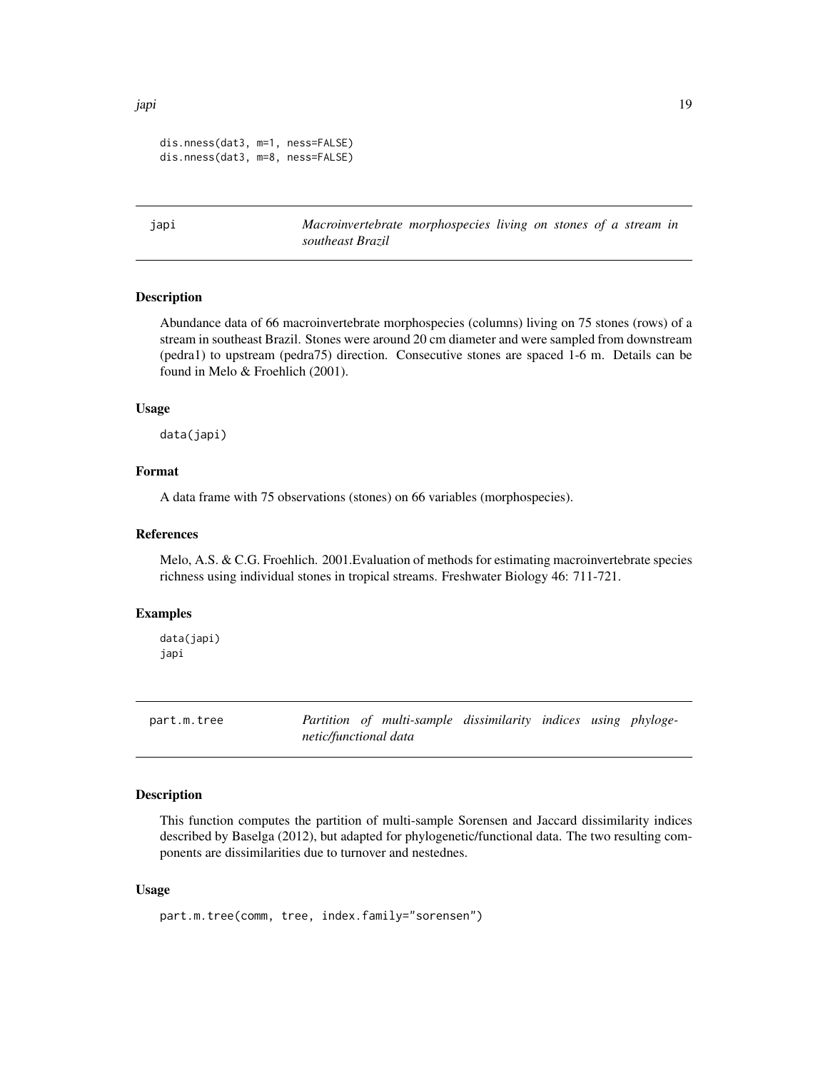```
dis.nness(dat3, m=1, ness=FALSE)
dis.nness(dat3, m=8, ness=FALSE)
```

## japi — *Macroinvertebrate morphospecies living on stones of a stream in southeast Brazil*

### Description

Abundance data of 66 macroinvertebrate morphospecies (columns) living on 75 stones (rows) of a stream in southeast Brazil. Stones were around 20 cm diameter and were sampled from downstream (pedra1) to upstream (pedra75) direction. Consecutive stones are spaced 1-6 m. Details can be found in Melo & Froehlich (2001).

### Usage

```
data(japi)
```

### Format

A data frame with 75 observations (stones) on 66 variables (morphospecies).

### References

Melo, A.S. & C.G. Froehlich. 2001.Evaluation of methods for estimating macroinvertebrate species richness using individual stones in tropical streams. Freshwater Biology 46: 711-721.

### Examples

```
data(japi)
japi
```

## part.m.tree — *Partition of multi-sample dissimilarity indices using phylogenetic/functional data*

### Description

This function computes the partition of multi-sample Sorensen and Jaccard dissimilarity indices described by Baselga (2012), but adapted for phylogenetic/functional data. The two resulting components are dissimilarities due to turnover and nestednes.

### Usage

```
part.m.tree(comm, tree, index.family="sorensen")
```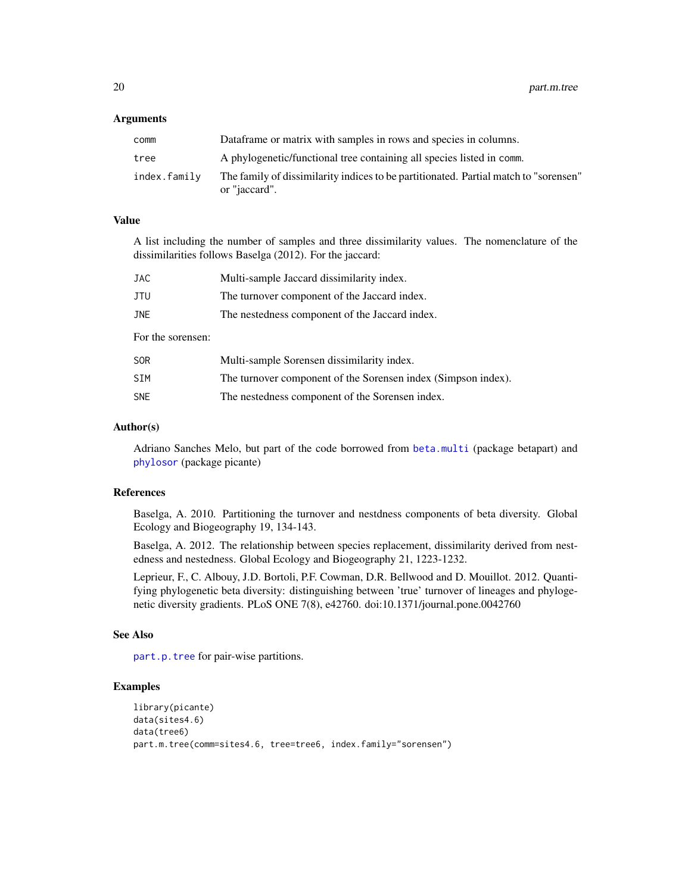### Arguments

| | |
|---|---|
| `comm` | Dataframe or matrix with samples in rows and species in columns. |
| `tree` | A phylogenetic/functional tree containing all species listed in `comm`. |
| `index.family` | The family of dissimilarity indices to be partitionated. Partial match to "sorensen" or "jaccard". |

### Value

A list including the number of samples and three dissimilarity values. The nomenclature of the dissimilarities follows Baselga (2012). For the jaccard:

| | |
|---|---|
| `JAC` | Multi-sample Jaccard dissimilarity index. |
| `JTU` | The turnover component of the Jaccard index. |
| `JNE` | The nestedness component of the Jaccard index. |

For the sorensen:

| | |
|---|---|
| `SOR` | Multi-sample Sorensen dissimilarity index. |
| `SIM` | The turnover component of the Sorensen index (Simpson index). |
| `SNE` | The nestedness component of the Sorensen index. |

### Author(s)

Adriano Sanches Melo, but part of the code borrowed from `beta.multi` (package betapart) and `phylosor` (package picante)

### References

Baselga, A. 2010. Partitioning the turnover and nestdness components of beta diversity. Global Ecology and Biogeography 19, 134-143.

Baselga, A. 2012. The relationship between species replacement, dissimilarity derived from nestedness and nestedness. Global Ecology and Biogeography 21, 1223-1232.

Leprieur, F., C. Albouy, J.D. Bortoli, P.F. Cowman, D.R. Bellwood and D. Mouillot. 2012. Quantifying phylogenetic beta diversity: distinguishing between 'true' turnover of lineages and phylogenetic diversity gradients. PLoS ONE 7(8), e42760. doi:10.1371/journal.pone.0042760

### See Also

`part.p.tree` for pair-wise partitions.

### Examples

```
library(picante)
data(sites4.6)
data(tree6)
part.m.tree(comm=sites4.6, tree=tree6, index.family="sorensen")
```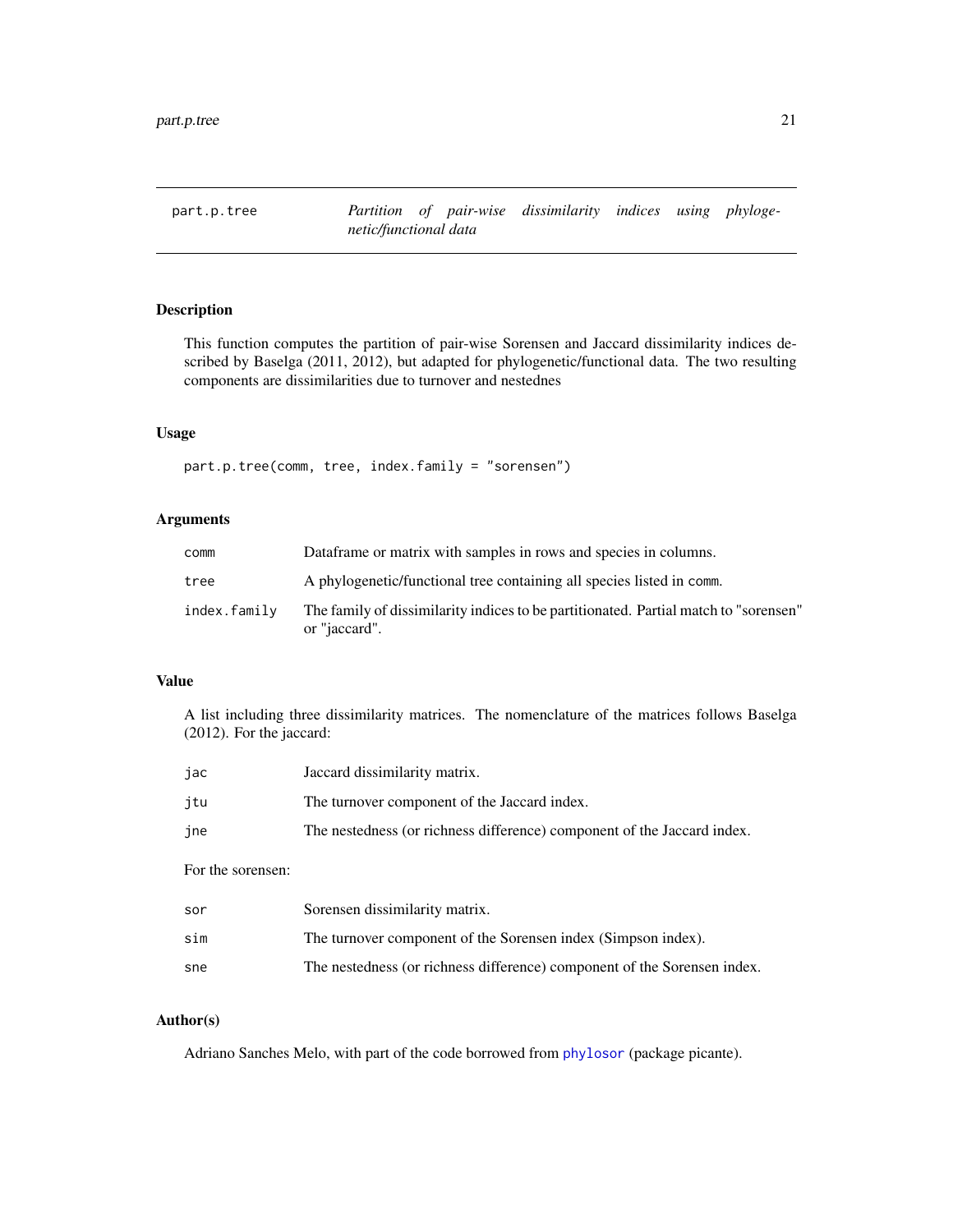## part.p.tree — *Partition of pair-wise dissimilarity indices using phylogenetic/functional data*

### Description

This function computes the partition of pair-wise Sorensen and Jaccard dissimilarity indices described by Baselga (2011, 2012), but adapted for phylogenetic/functional data. The two resulting components are dissimilarities due to turnover and nestednes

### Usage

```
part.p.tree(comm, tree, index.family = "sorensen")
```

### Arguments

| | |
|---|---|
| `comm` | Dataframe or matrix with samples in rows and species in columns. |
| `tree` | A phylogenetic/functional tree containing all species listed in `comm`. |
| `index.family` | The family of dissimilarity indices to be partitioned. Partial match to "sorensen" or "jaccard". |

### Value

A list including three dissimilarity matrices. The nomenclature of the matrices follows Baselga (2012). For the jaccard:

| | |
|---|---|
| `jac` | Jaccard dissimilarity matrix. |
| `jtu` | The turnover component of the Jaccard index. |
| `jne` | The nestedness (or richness difference) component of the Jaccard index. |

For the sorensen:

| | |
|---|---|
| `sor` | Sorensen dissimilarity matrix. |
| `sim` | The turnover component of the Sorensen index (Simpson index). |
| `sne` | The nestedness (or richness difference) component of the Sorensen index. |

### Author(s)

Adriano Sanches Melo, with part of the code borrowed from `phylosor` (package picante).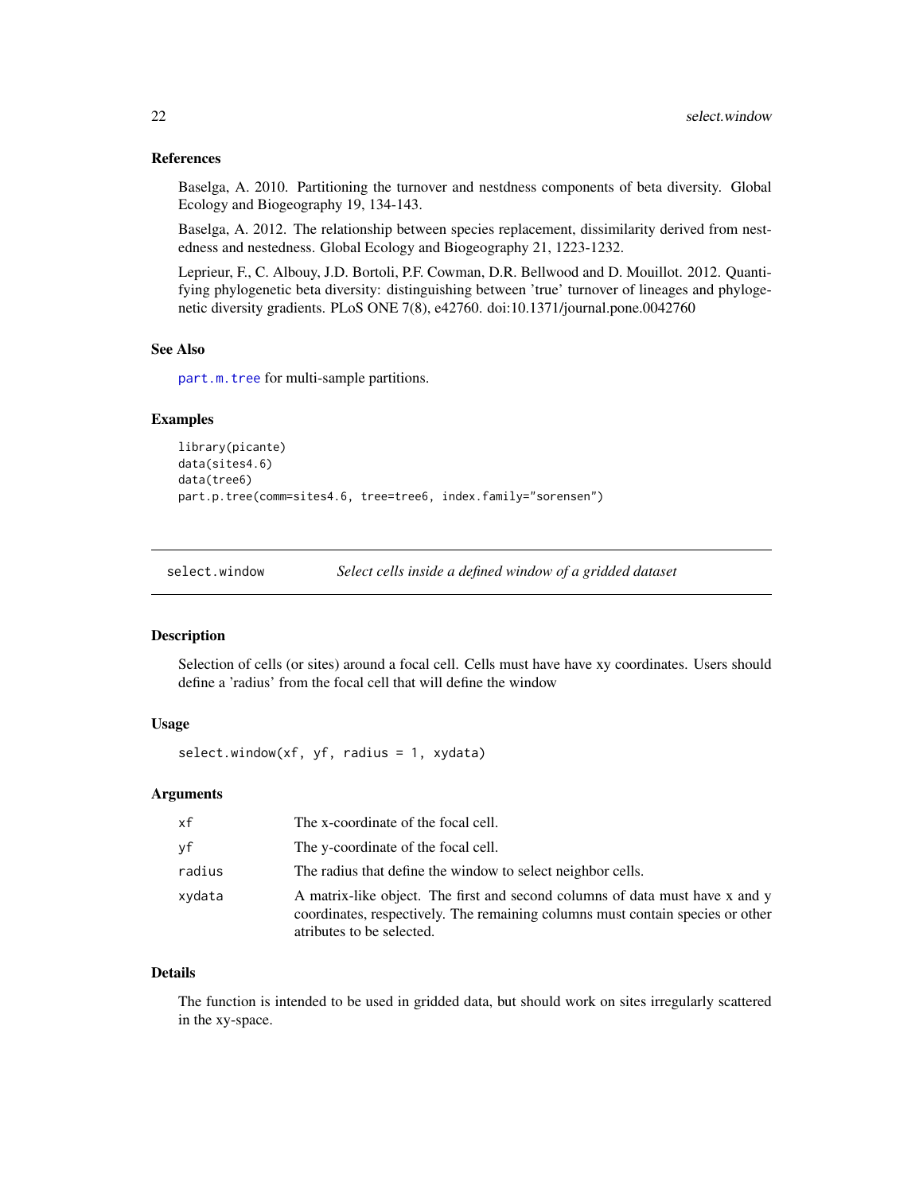### References

Baselga, A. 2010. Partitioning the turnover and nestdness components of beta diversity. Global Ecology and Biogeography 19, 134-143.

Baselga, A. 2012. The relationship between species replacement, dissimilarity derived from nestedness and nestedness. Global Ecology and Biogeography 21, 1223-1232.

Leprieur, F., C. Albouy, J.D. Bortoli, P.F. Cowman, D.R. Bellwood and D. Mouillot. 2012. Quantifying phylogenetic beta diversity: distinguishing between 'true' turnover of lineages and phylogenetic diversity gradients. PLoS ONE 7(8), e42760. doi:10.1371/journal.pone.0042760

### See Also

part.m.tree for multi-sample partitions.

### Examples

```
library(picante)
data(sites4.6)
data(tree6)
part.p.tree(comm=sites4.6, tree=tree6, index.family="sorensen")
```

---

## select.window — *Select cells inside a defined window of a gridded dataset*

### Description

Selection of cells (or sites) around a focal cell. Cells must have have xy coordinates. Users should define a 'radius' from the focal cell that will define the window

### Usage

```
select.window(xf, yf, radius = 1, xydata)
```

### Arguments

| | |
|---|---|
| xf | The x-coordinate of the focal cell. |
| yf | The y-coordinate of the focal cell. |
| radius | The radius that define the window to select neighbor cells. |
| xydata | A matrix-like object. The first and second columns of data must have x and y coordinates, respectively. The remaining columns must contain species or other atributes to be selected. |

### Details

The function is intended to be used in gridded data, but should work on sites irregularly scattered in the xy-space.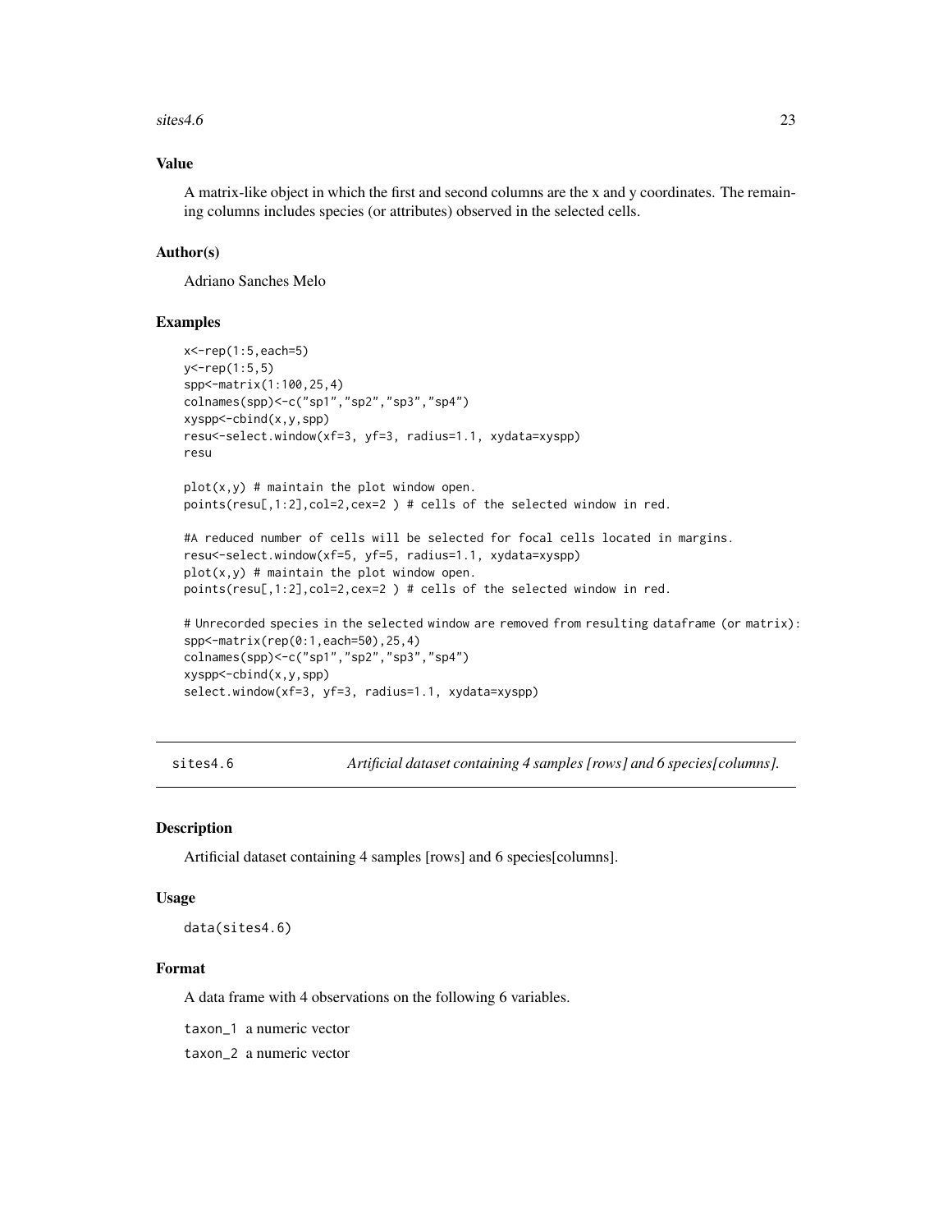### Value

A matrix-like object in which the first and second columns are the x and y coordinates. The remaining columns includes species (or attributes) observed in the selected cells.

### Author(s)

Adriano Sanches Melo

### Examples

```
x<-rep(1:5,each=5)
y<-rep(1:5,5)
spp<-matrix(1:100,25,4)
colnames(spp)<-c("sp1","sp2","sp3","sp4")
xyspp<-cbind(x,y,spp)
resu<-select.window(xf=3, yf=3, radius=1.1, xydata=xyspp)
resu

plot(x,y) # maintain the plot window open.
points(resu[,1:2],col=2,cex=2 ) # cells of the selected window in red.

#A reduced number of cells will be selected for focal cells located in margins.
resu<-select.window(xf=5, yf=5, radius=1.1, xydata=xyspp)
plot(x,y) # maintain the plot window open.
points(resu[,1:2],col=2,cex=2 ) # cells of the selected window in red.

# Unrecorded species in the selected window are removed from resulting dataframe (or matrix):
spp<-matrix(rep(0:1,each=50),25,4)
colnames(spp)<-c("sp1","sp2","sp3","sp4")
xyspp<-cbind(x,y,spp)
select.window(xf=3, yf=3, radius=1.1, xydata=xyspp)
```

---

## sites4.6 — *Artificial dataset containing 4 samples [rows] and 6 species[columns].*

### Description

Artificial dataset containing 4 samples [rows] and 6 species[columns].

### Usage

```
data(sites4.6)
```

### Format

A data frame with 4 observations on the following 6 variables.

`taxon_1` a numeric vector

`taxon_2` a numeric vector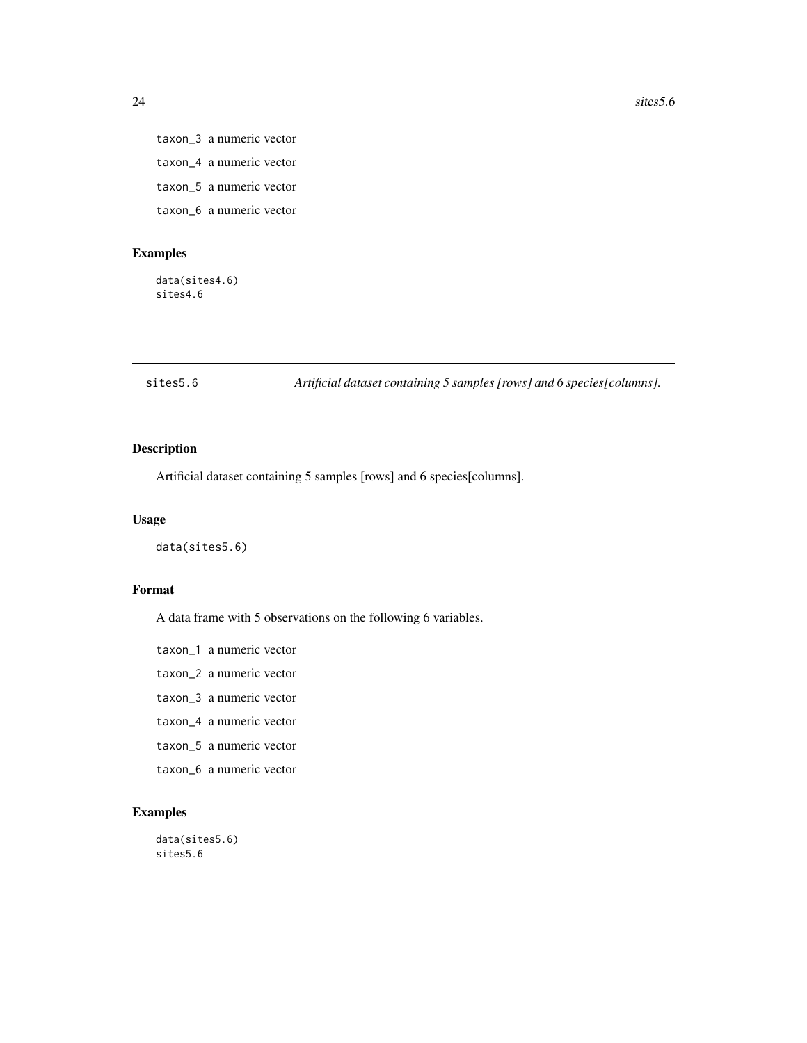taxon_3 a numeric vector

taxon_4 a numeric vector

taxon_5 a numeric vector

taxon_6 a numeric vector

### Examples

```
data(sites4.6)
sites4.6
```

---

## sites5.6 *Artificial dataset containing 5 samples [rows] and 6 species[columns].*

---

### Description

Artificial dataset containing 5 samples [rows] and 6 species[columns].

### Usage

```
data(sites5.6)
```

### Format

A data frame with 5 observations on the following 6 variables.

taxon_1 a numeric vector

taxon_2 a numeric vector

taxon_3 a numeric vector

taxon_4 a numeric vector

taxon_5 a numeric vector

taxon_6 a numeric vector

### Examples

```
data(sites5.6)
sites5.6
```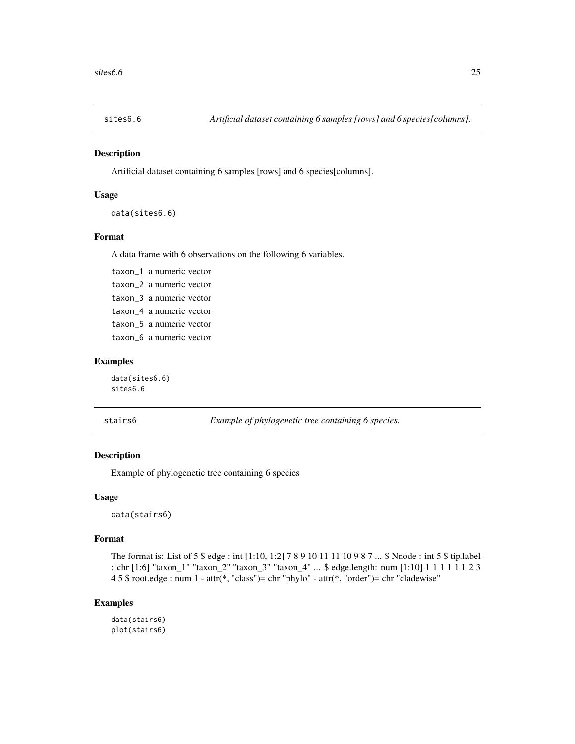## sites6.6 — *Artificial dataset containing 6 samples [rows] and 6 species[columns].*

### Description

Artificial dataset containing 6 samples [rows] and 6 species[columns].

### Usage

```
data(sites6.6)
```

### Format

A data frame with 6 observations on the following 6 variables.

- `taxon_1` a numeric vector
- `taxon_2` a numeric vector
- `taxon_3` a numeric vector
- `taxon_4` a numeric vector
- `taxon_5` a numeric vector
- `taxon_6` a numeric vector

### Examples

```
data(sites6.6)
sites6.6
```

## stairs6 — *Example of phylogenetic tree containing 6 species.*

### Description

Example of phylogenetic tree containing 6 species

### Usage

```
data(stairs6)
```

### Format

The format is: List of 5 $ edge : int [1:10, 1:2] 7 8 9 10 11 11 10 9 8 7 ... $ Nnode : int 5 $ tip.label : chr [1:6] "taxon_1" "taxon_2" "taxon_3" "taxon_4" ... $ edge.length: num [1:10] 1 1 1 1 1 1 2 3 4 5 $ root.edge : num 1 - attr(*, "class")= chr "phylo" - attr(*, "order")= chr "cladewise"

### Examples

```
data(stairs6)
plot(stairs6)
```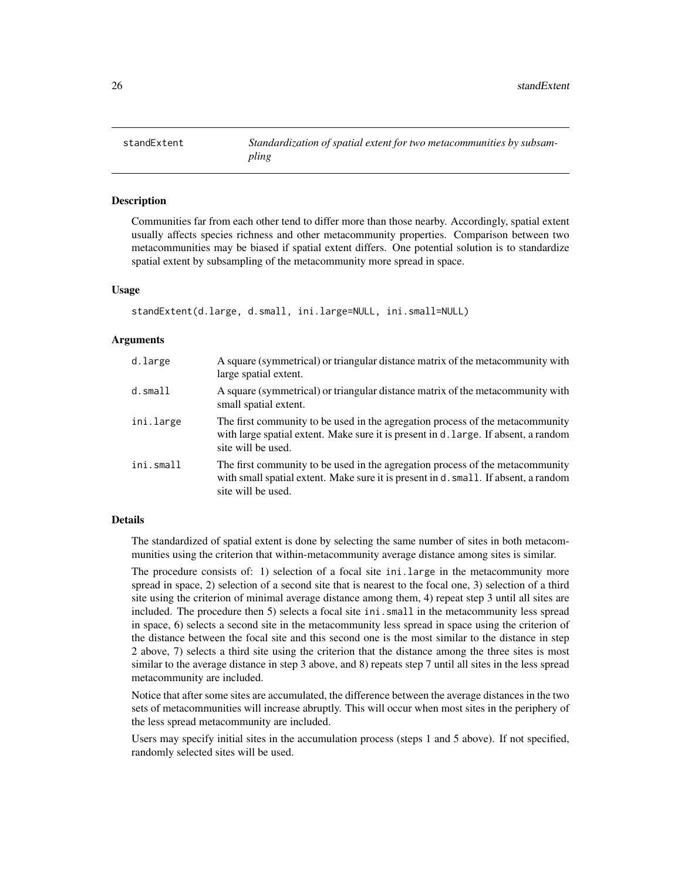# standExtent

*Standardization of spatial extent for two metacommunities by subsampling*

## Description

Communities far from each other tend to differ more than those nearby. Accordingly, spatial extent usually affects species richness and other metacommunity properties. Comparison between two metacommunities may be biased if spatial extent differs. One potential solution is to standardize spatial extent by subsampling of the metacommunity more spread in space.

## Usage

```
standExtent(d.large, d.small, ini.large=NULL, ini.small=NULL)
```

## Arguments

| | |
|---|---|
| d.large | A square (symmetrical) or triangular distance matrix of the metacommunity with large spatial extent. |
| d.small | A square (symmetrical) or triangular distance matrix of the metacommunity with small spatial extent. |
| ini.large | The first community to be used in the agregation process of the metacommunity with large spatial extent. Make sure it is present in `d.large`. If absent, a random site will be used. |
| ini.small | The first community to be used in the agregation process of the metacommunity with small spatial extent. Make sure it is present in `d.small`. If absent, a random site will be used. |

## Details

The standardized of spatial extent is done by selecting the same number of sites in both metacommunities using the criterion that within-metacommunity average distance among sites is similar.

The procedure consists of: 1) selection of a focal site `ini.large` in the metacommunity more spread in space, 2) selection of a second site that is nearest to the focal one, 3) selection of a third site using the criterion of minimal average distance among them, 4) repeat step 3 until all sites are included. The procedure then 5) selects a focal site `ini.small` in the metacommunity less spread in space, 6) selects a second site in the metacommunity less spread in space using the criterion of the distance between the focal site and this second one is the most similar to the distance in step 2 above, 7) selects a third site using the criterion that the distance among the three sites is most similar to the average distance in step 3 above, and 8) repeats step 7 until all sites in the less spread metacommunity are included.

Notice that after some sites are accumulated, the difference between the average distances in the two sets of metacommunities will increase abruptly. This will occur when most sites in the periphery of the less spread metacommunity are included.

Users may specify initial sites in the accumulation process (steps 1 and 5 above). If not specified, randomly selected sites will be used.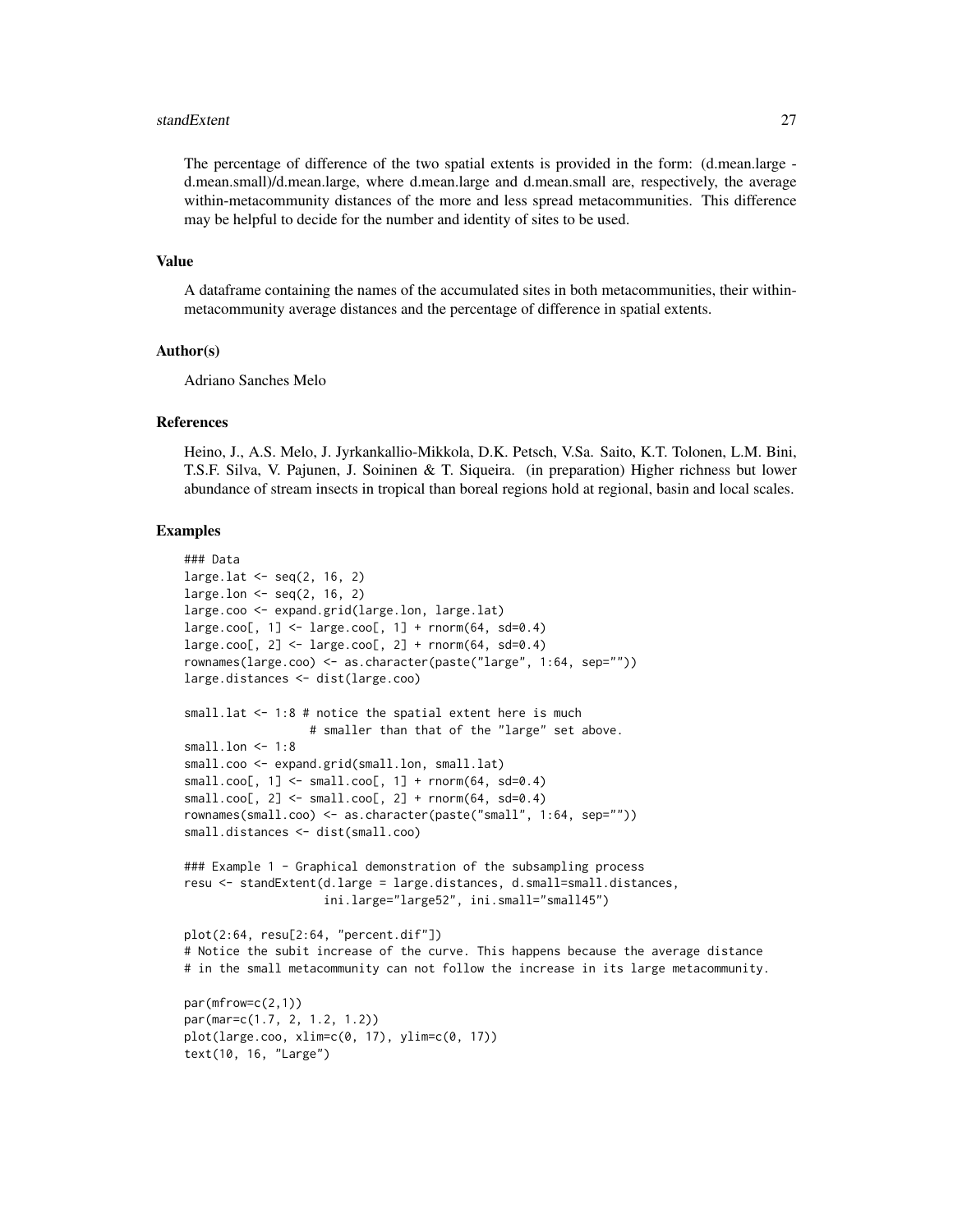The percentage of difference of the two spatial extents is provided in the form: (d.mean.large - d.mean.small)/d.mean.large, where d.mean.large and d.mean.small are, respectively, the average within-metacommunity distances of the more and less spread metacommunities. This difference may be helpful to decide for the number and identity of sites to be used.

## Value

A dataframe containing the names of the accumulated sites in both metacommunities, their within-metacommunity average distances and the percentage of difference in spatial extents.

## Author(s)

Adriano Sanches Melo

## References

Heino, J., A.S. Melo, J. Jyrkankallio-Mikkola, D.K. Petsch, V.Sa. Saito, K.T. Tolonen, L.M. Bini, T.S.F. Silva, V. Pajunen, J. Soininen & T. Siqueira. (in preparation) Higher richness but lower abundance of stream insects in tropical than boreal regions hold at regional, basin and local scales.

## Examples

```
### Data
large.lat <- seq(2, 16, 2)
large.lon <- seq(2, 16, 2)
large.coo <- expand.grid(large.lon, large.lat)
large.coo[, 1] <- large.coo[, 1] + rnorm(64, sd=0.4)
large.coo[, 2] <- large.coo[, 2] + rnorm(64, sd=0.4)
rownames(large.coo) <- as.character(paste("large", 1:64, sep=""))
large.distances <- dist(large.coo)

small.lat <- 1:8 # notice the spatial extent here is much
                 # smaller than that of the "large" set above.
small.lon <- 1:8
small.coo <- expand.grid(small.lon, small.lat)
small.coo[, 1] <- small.coo[, 1] + rnorm(64, sd=0.4)
small.coo[, 2] <- small.coo[, 2] + rnorm(64, sd=0.4)
rownames(small.coo) <- as.character(paste("small", 1:64, sep=""))
small.distances <- dist(small.coo)

### Example 1 - Graphical demonstration of the subsampling process
resu <- standExtent(d.large = large.distances, d.small=small.distances,
                    ini.large="large52", ini.small="small45")

plot(2:64, resu[2:64, "percent.dif"])
# Notice the subit increase of the curve. This happens because the average distance
# in the small metacommunity can not follow the increase in its large metacommunity.

par(mfrow=c(2,1))
par(mar=c(1.7, 2, 1.2, 1.2))
plot(large.coo, xlim=c(0, 17), ylim=c(0, 17))
text(10, 16, "Large")
```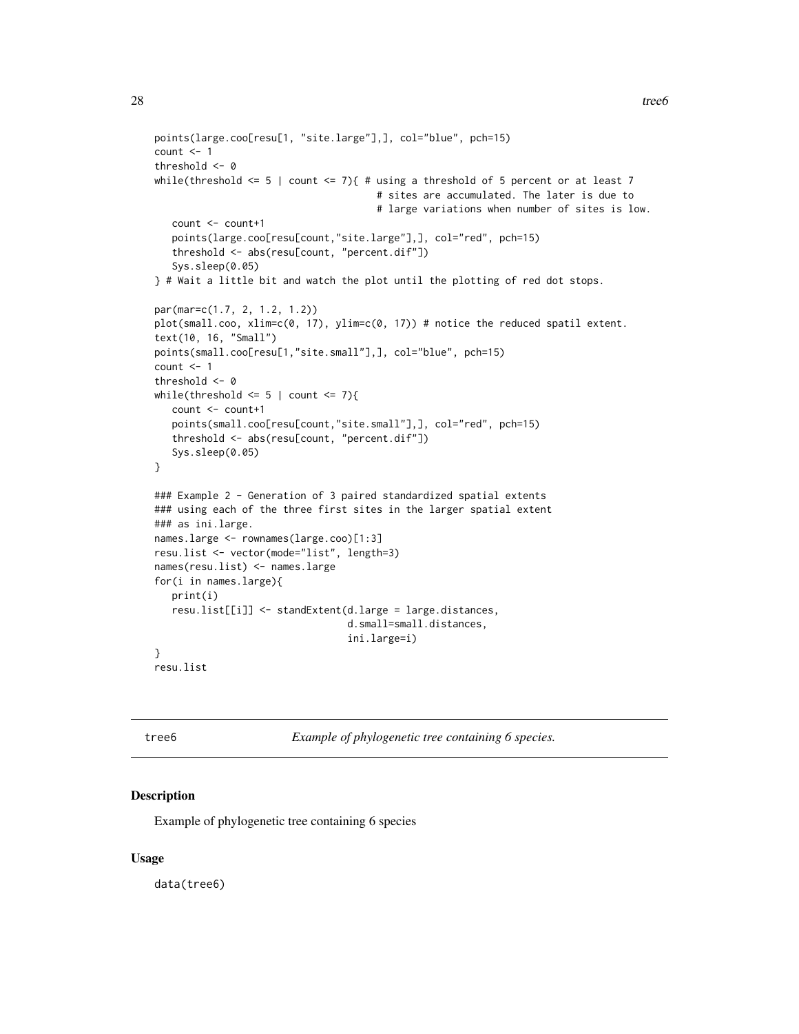```
points(large.coo[resu[1, "site.large"],], col="blue", pch=15)
count <- 1
threshold <- 0
while(threshold <= 5 | count <= 7){ # using a threshold of 5 percent or at least 7
                                    # sites are accumulated. The later is due to
                                    # large variations when number of sites is low.
   count <- count+1
   points(large.coo[resu[count,"site.large"],], col="red", pch=15)
   threshold <- abs(resu[count, "percent.dif"])
   Sys.sleep(0.05)
} # Wait a little bit and watch the plot until the plotting of red dot stops.

par(mar=c(1.7, 2, 1.2, 1.2))
plot(small.coo, xlim=c(0, 17), ylim=c(0, 17)) # notice the reduced spatil extent.
text(10, 16, "Small")
points(small.coo[resu[1,"site.small"],], col="blue", pch=15)
count <- 1
threshold <- 0
while(threshold <= 5 | count <= 7){
   count <- count+1
   points(small.coo[resu[count,"site.small"],], col="red", pch=15)
   threshold <- abs(resu[count, "percent.dif"])
   Sys.sleep(0.05)
}

### Example 2 - Generation of 3 paired standardized spatial extents
### using each of the three first sites in the larger spatial extent
### as ini.large.
names.large <- rownames(large.coo)[1:3]
resu.list <- vector(mode="list", length=3)
names(resu.list) <- names.large
for(i in names.large){
   print(i)
   resu.list[[i]] <- standExtent(d.large = large.distances,
                                 d.small=small.distances,
                                 ini.large=i)
}
resu.list
```

---

## tree6 — *Example of phylogenetic tree containing 6 species.*

---

### Description

Example of phylogenetic tree containing 6 species

### Usage

```
data(tree6)
```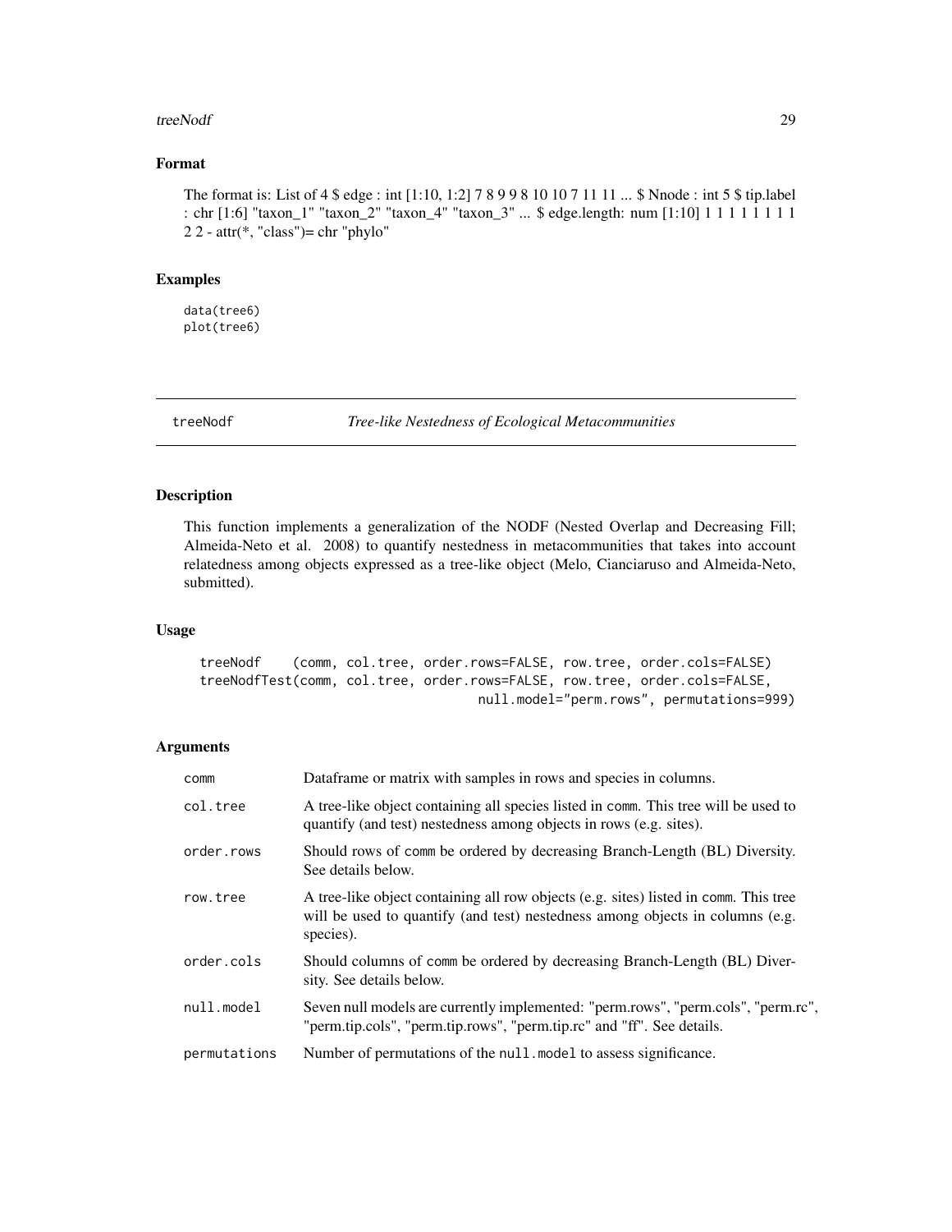### Format

The format is: List of 4 $ edge : int [1:10, 1:2] 7 8 9 9 8 10 10 7 11 11 ... $ Nnode : int 5 $ tip.label : chr [1:6] "taxon_1" "taxon_2" "taxon_4" "taxon_3" ... $ edge.length: num [1:10] 1 1 1 1 1 1 1 1 2 2 - attr(*, "class")= chr "phylo"

### Examples

```
data(tree6)
plot(tree6)
```

---

## treeNodf — *Tree-like Nestedness of Ecological Metacommunities*

### Description

This function implements a generalization of the NODF (Nested Overlap and Decreasing Fill; Almeida-Neto et al. 2008) to quantify nestedness in metacommunities that takes into account relatedness among objects expressed as a tree-like object (Melo, Cianciaruso and Almeida-Neto, submitted).

### Usage

```
treeNodf    (comm, col.tree, order.rows=FALSE, row.tree, order.cols=FALSE)
treeNodfTest(comm, col.tree, order.rows=FALSE, row.tree, order.cols=FALSE,
                                    null.model="perm.rows", permutations=999)
```

### Arguments

| | |
|---|---|
| comm | Dataframe or matrix with samples in rows and species in columns. |
| col.tree | A tree-like object containing all species listed in comm. This tree will be used to quantify (and test) nestedness among objects in rows (e.g. sites). |
| order.rows | Should rows of comm be ordered by decreasing Branch-Length (BL) Diversity. See details below. |
| row.tree | A tree-like object containing all row objects (e.g. sites) listed in comm. This tree will be used to quantify (and test) nestedness among objects in columns (e.g. species). |
| order.cols | Should columns of comm be ordered by decreasing Branch-Length (BL) Diversity. See details below. |
| null.model | Seven null models are currently implemented: "perm.rows", "perm.cols", "perm.rc", "perm.tip.cols", "perm.tip.rows", "perm.tip.rc" and "ff". See details. |
| permutations | Number of permutations of the null.model to assess significance. |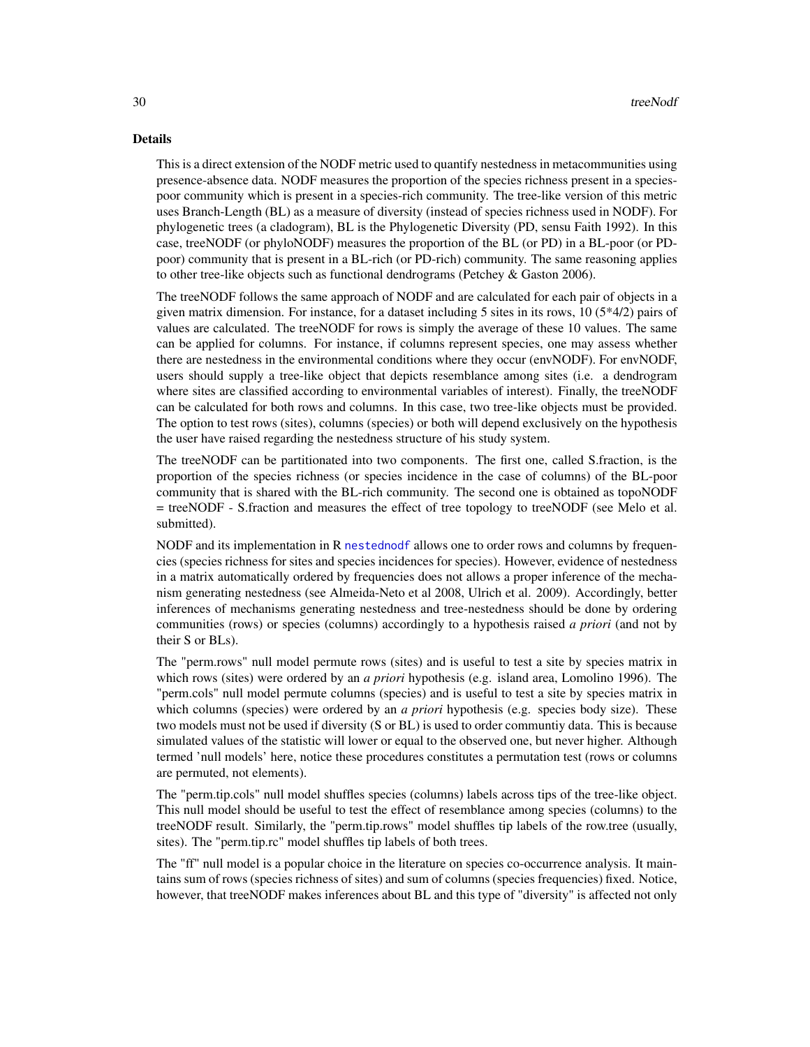## Details

This is a direct extension of the NODF metric used to quantify nestedness in metacommunities using presence-absence data. NODF measures the proportion of the species richness present in a species-poor community which is present in a species-rich community. The tree-like version of this metric uses Branch-Length (BL) as a measure of diversity (instead of species richness used in NODF). For phylogenetic trees (a cladogram), BL is the Phylogenetic Diversity (PD, sensu Faith 1992). In this case, treeNODF (or phyloNODF) measures the proportion of the BL (or PD) in a BL-poor (or PD-poor) community that is present in a BL-rich (or PD-rich) community. The same reasoning applies to other tree-like objects such as functional dendrograms (Petchey & Gaston 2006).

The treeNODF follows the same approach of NODF and are calculated for each pair of objects in a given matrix dimension. For instance, for a dataset including 5 sites in its rows, 10 (5*4/2) pairs of values are calculated. The treeNODF for rows is simply the average of these 10 values. The same can be applied for columns. For instance, if columns represent species, one may assess whether there are nestedness in the environmental conditions where they occur (envNODF). For envNODF, users should supply a tree-like object that depicts resemblance among sites (i.e. a dendrogram where sites are classified according to environmental variables of interest). Finally, the treeNODF can be calculated for both rows and columns. In this case, two tree-like objects must be provided. The option to test rows (sites), columns (species) or both will depend exclusively on the hypothesis the user have raised regarding the nestedness structure of his study system.

The treeNODF can be partitionated into two components. The first one, called S.fraction, is the proportion of the species richness (or species incidence in the case of columns) of the BL-poor community that is shared with the BL-rich community. The second one is obtained as topoNODF = treeNODF - S.fraction and measures the effect of tree topology to treeNODF (see Melo et al. submitted).

NODF and its implementation in R `nestednodf` allows one to order rows and columns by frequencies (species richness for sites and species incidences for species). However, evidence of nestedness in a matrix automatically ordered by frequencies does not allows a proper inference of the mechanism generating nestedness (see Almeida-Neto et al 2008, Ulrich et al. 2009). Accordingly, better inferences of mechanisms generating nestedness and tree-nestedness should be done by ordering communities (rows) or species (columns) accordingly to a hypothesis raised *a priori* (and not by their S or BLs).

The "perm.rows" null model permute rows (sites) and is useful to test a site by species matrix in which rows (sites) were ordered by an *a priori* hypothesis (e.g. island area, Lomolino 1996). The "perm.cols" null model permute columns (species) and is useful to test a site by species matrix in which columns (species) were ordered by an *a priori* hypothesis (e.g. species body size). These two models must not be used if diversity (S or BL) is used to order communtiy data. This is because simulated values of the statistic will lower or equal to the observed one, but never higher. Although termed 'null models' here, notice these procedures constitutes a permutation test (rows or columns are permuted, not elements).

The "perm.tip.cols" null model shuffles species (columns) labels across tips of the tree-like object. This null model should be useful to test the effect of resemblance among species (columns) to the treeNODF result. Similarly, the "perm.tip.rows" model shuffles tip labels of the row.tree (usually, sites). The "perm.tip.rc" model shuffles tip labels of both trees.

The "ff" null model is a popular choice in the literature on species co-occurrence analysis. It maintains sum of rows (species richness of sites) and sum of columns (species frequencies) fixed. Notice, however, that treeNODF makes inferences about BL and this type of "diversity" is affected not only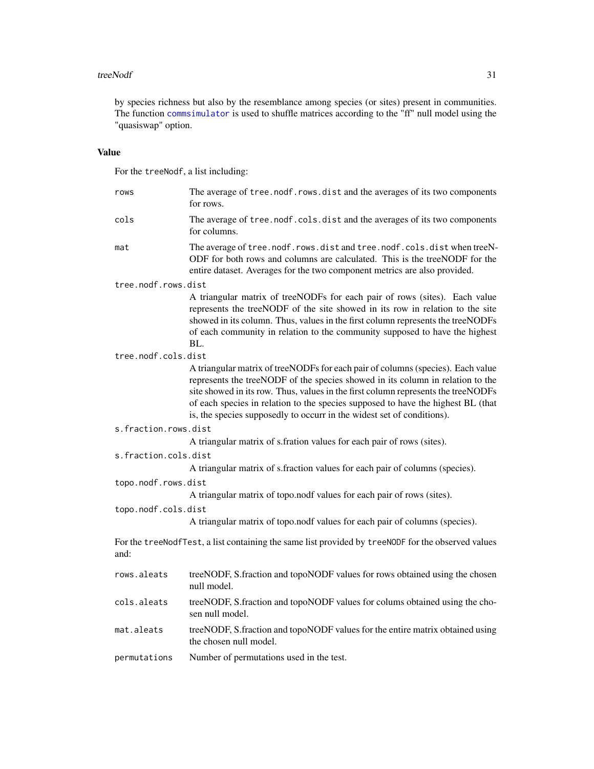by species richness but also by the resemblance among species (or sites) present in communities. The function `commsimulator` is used to shuffle matrices according to the "ff" null model using the "quasiswap" option.

## Value

For the `treeNodf`, a list including:

- `rows` — The average of `tree.nodf.rows.dist` and the averages of its two components for rows.
- `cols` — The average of `tree.nodf.cols.dist` and the averages of its two components for columns.
- `mat` — The average of `tree.nodf.rows.dist` and `tree.nodf.cols.dist` when treeNODF for both rows and columns are calculated. This is the treeNODF for the entire dataset. Averages for the two component metrics are also provided.
- `tree.nodf.rows.dist` — A triangular matrix of treeNODFs for each pair of rows (sites). Each value represents the treeNODF of the site showed in its row in relation to the site showed in its column. Thus, values in the first column represents the treeNODFs of each community in relation to the community supposed to have the highest BL.
- `tree.nodf.cols.dist` — A triangular matrix of treeNODFs for each pair of columns (species). Each value represents the treeNODF of the species showed in its column in relation to the site showed in its row. Thus, values in the first column represents the treeNODFs of each species in relation to the species supposed to have the highest BL (that is, the species supposedly to occurr in the widest set of conditions).
- `s.fraction.rows.dist` — A triangular matrix of s.fration values for each pair of rows (sites).
- `s.fraction.cols.dist` — A triangular matrix of s.fraction values for each pair of columns (species).
- `topo.nodf.rows.dist` — A triangular matrix of topo.nodf values for each pair of rows (sites).
- `topo.nodf.cols.dist` — A triangular matrix of topo.nodf values for each pair of columns (species).

For the `treeNodfTest`, a list containing the same list provided by `treeNODF` for the observed values and:

- `rows.aleats` — treeNODF, S.fraction and topoNODF values for rows obtained using the chosen null model.
- `cols.aleats` — treeNODF, S.fraction and topoNODF values for colums obtained using the chosen null model.
- `mat.aleats` — treeNODF, S.fraction and topoNODF values for the entire matrix obtained using the chosen null model.
- `permutations` — Number of permutations used in the test.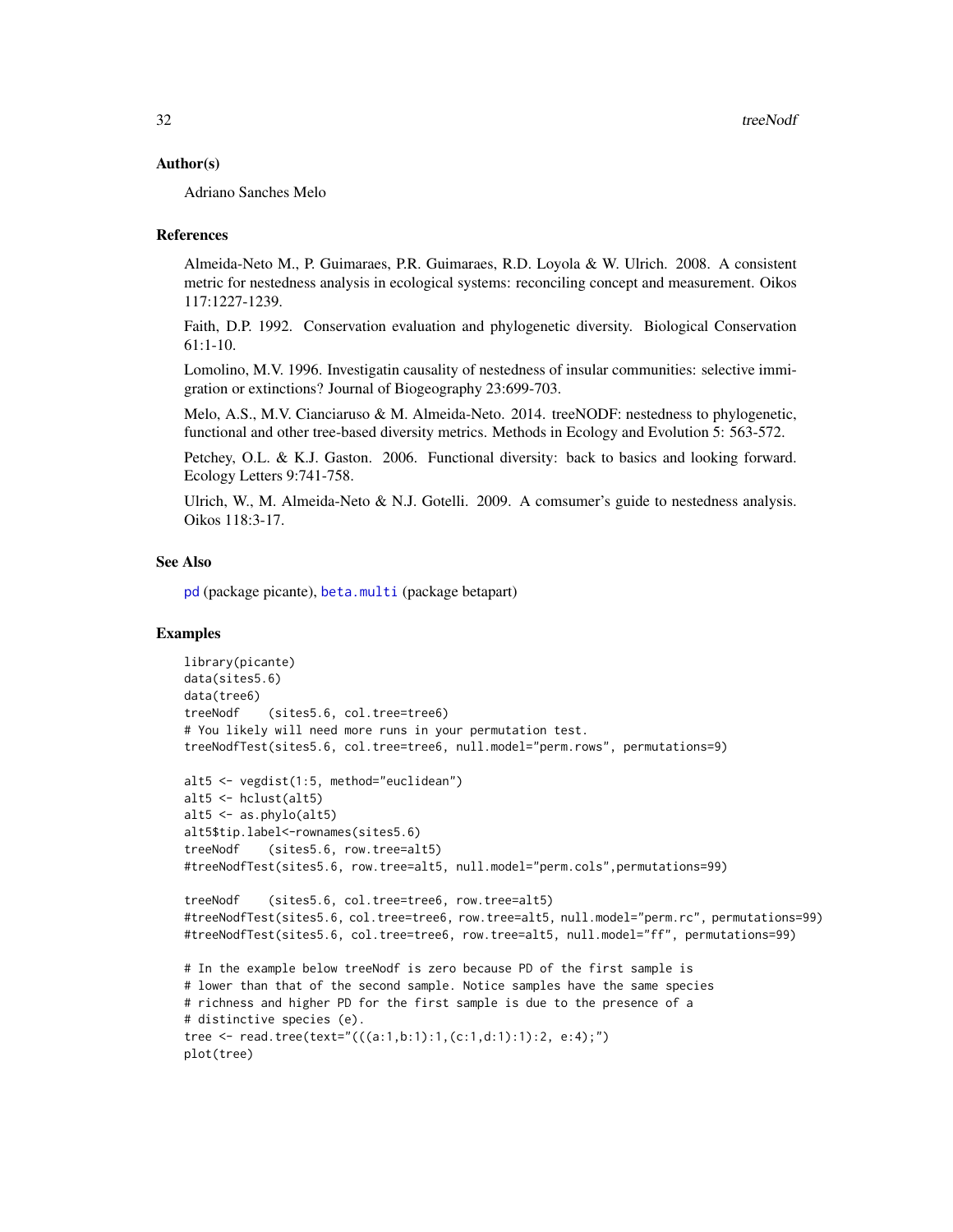## Author(s)

Adriano Sanches Melo

## References

Almeida-Neto M., P. Guimaraes, P.R. Guimaraes, R.D. Loyola & W. Ulrich. 2008. A consistent metric for nestedness analysis in ecological systems: reconciling concept and measurement. Oikos 117:1227-1239.

Faith, D.P. 1992. Conservation evaluation and phylogenetic diversity. Biological Conservation 61:1-10.

Lomolino, M.V. 1996. Investigatin causality of nestedness of insular communities: selective immigration or extinctions? Journal of Biogeography 23:699-703.

Melo, A.S., M.V. Cianciaruso & M. Almeida-Neto. 2014. treeNODF: nestedness to phylogenetic, functional and other tree-based diversity metrics. Methods in Ecology and Evolution 5: 563-572.

Petchey, O.L. & K.J. Gaston. 2006. Functional diversity: back to basics and looking forward. Ecology Letters 9:741-758.

Ulrich, W., M. Almeida-Neto & N.J. Gotelli. 2009. A comsumer's guide to nestedness analysis. Oikos 118:3-17.

## See Also

pd (package picante), beta.multi (package betapart)

## Examples

```
library(picante)
data(sites5.6)
data(tree6)
treeNodf    (sites5.6, col.tree=tree6)
# You likely will need more runs in your permutation test.
treeNodfTest(sites5.6, col.tree=tree6, null.model="perm.rows", permutations=9)

alt5 <- vegdist(1:5, method="euclidean")
alt5 <- hclust(alt5)
alt5 <- as.phylo(alt5)
alt5$tip.label<-rownames(sites5.6)
treeNodf    (sites5.6, row.tree=alt5)
#treeNodfTest(sites5.6, row.tree=alt5, null.model="perm.cols",permutations=99)

treeNodf    (sites5.6, col.tree=tree6, row.tree=alt5)
#treeNodfTest(sites5.6, col.tree=tree6, row.tree=alt5, null.model="perm.rc", permutations=99)
#treeNodfTest(sites5.6, col.tree=tree6, row.tree=alt5, null.model="ff", permutations=99)

# In the example below treeNodf is zero because PD of the first sample is
# lower than that of the second sample. Notice samples have the same species
# richness and higher PD for the first sample is due to the presence of a
# distinctive species (e).
tree <- read.tree(text="(((a:1,b:1):1,(c:1,d:1):1):2, e:4);")
plot(tree)
```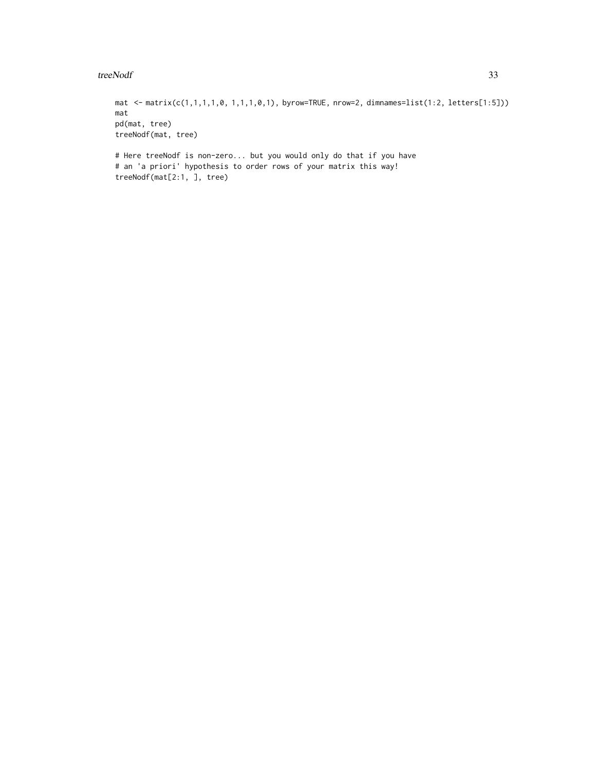```
mat <- matrix(c(1,1,1,1,0, 1,1,1,0,1), byrow=TRUE, nrow=2, dimnames=list(1:2, letters[1:5]))
mat
pd(mat, tree)
treeNodf(mat, tree)

# Here treeNodf is non-zero... but you would only do that if you have
# an 'a priori' hypothesis to order rows of your matrix this way!
treeNodf(mat[2:1, ], tree)
```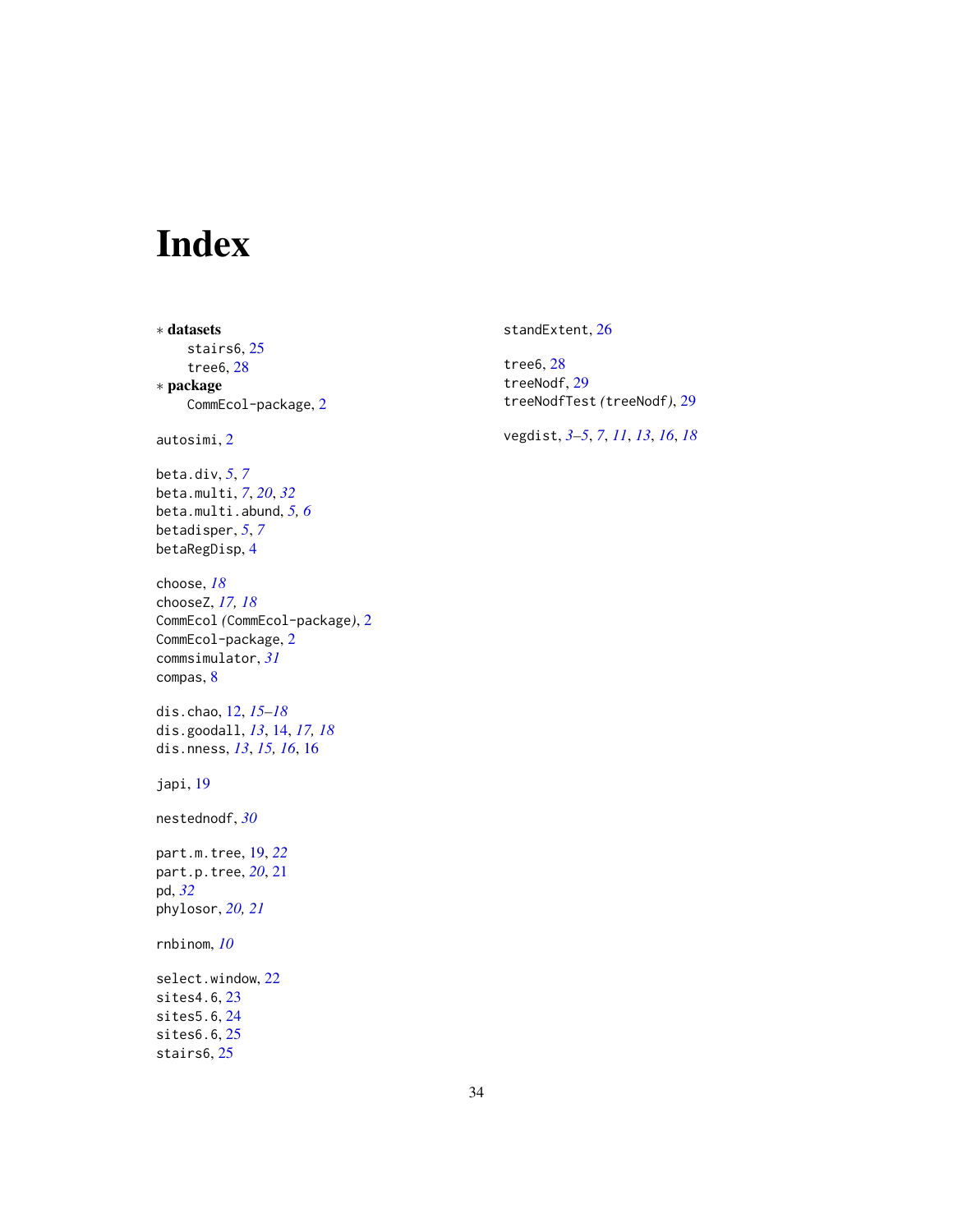# Index

∗ **datasets**
    stairs6, 25
    tree6, 28
∗ **package**
    CommEcol-package, 2

autosimi, 2

beta.div, *5*, *7*
beta.multi, *7*, *20*, *32*
beta.multi.abund, *5, 6*
betadisper, *5*, *7*
betaRegDisp, 4

choose, *18*
chooseZ, *17, 18*
CommEcol *(*CommEcol-package*)*, 2
CommEcol-package, 2
commsimulator, *31*
compas, 8

dis.chao, 12, *15–18*
dis.goodall, *13*, 14, *17, 18*
dis.nness, *13*, *15, 16*, 16

japi, 19

nestednodf, *30*

part.m.tree, 19, *22*
part.p.tree, *20*, 21
pd, *32*
phylosor, *20, 21*

rnbinom, *10*

select.window, 22
sites4.6, 23
sites5.6, 24
sites6.6, 25
stairs6, 25
standExtent, 26

tree6, 28
treeNodf, 29
treeNodfTest *(*treeNodf*)*, 29

vegdist, *3–5*, *7*, *11*, *13*, *16*, *18*